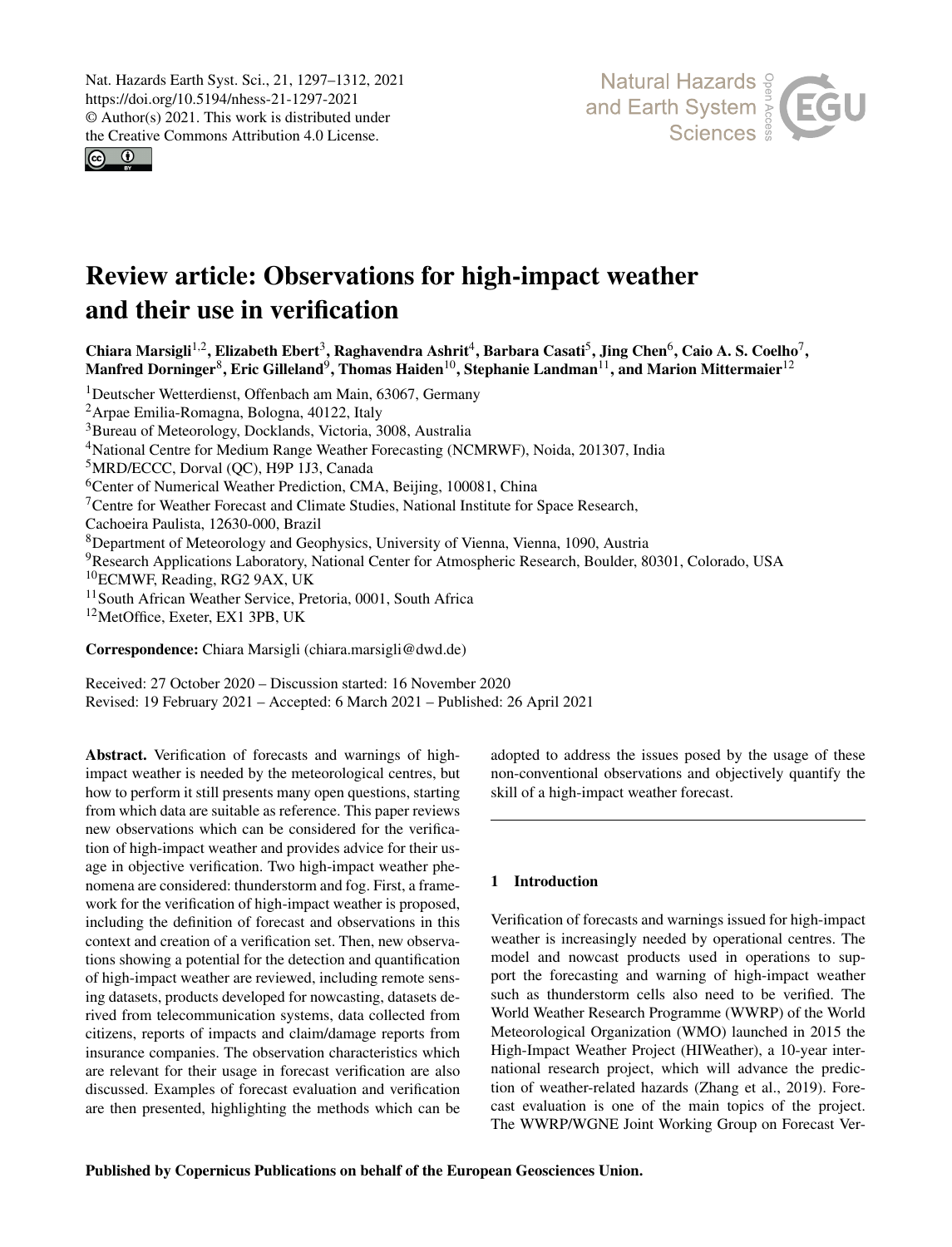# Review article: Observations for high-impact weather and their use in verification

**Chiara Marsigli[1,2], Elizabeth Ebert[3], Raghavendra Ashrit[4], Barbara Casati[5], Jing Chen[6], Caio A. S. Coelho[7], Manfred Dorninger[8], Eric Gilleland[9], Thomas Haiden[10], Stephanie Landman[11], and Marion Mittermaier[12]**

[1]Deutscher Wetterdienst, Offenbach am Main, 63067, Germany
[2]Arpae Emilia-Romagna, Bologna, 40122, Italy
[3]Bureau of Meteorology, Docklands, Victoria, 3008, Australia
[4]National Centre for Medium Range Weather Forecasting (NCMRWF), Noida, 201307, India
[5]MRD/ECCC, Dorval (QC), H9P 1J3, Canada
[6]Center of Numerical Weather Prediction, CMA, Beijing, 100081, China
[7]Centre for Weather Forecast and Climate Studies, National Institute for Space Research, Cachoeira Paulista, 12630-000, Brazil
[8]Department of Meteorology and Geophysics, University of Vienna, Vienna, 1090, Austria
[9]Research Applications Laboratory, National Center for Atmospheric Research, Boulder, 80301, Colorado, USA
[10]ECMWF, Reading, RG2 9AX, UK
[11]South African Weather Service, Pretoria, 0001, South Africa
[12]MetOffice, Exeter, EX1 3PB, UK

**Correspondence:** Chiara Marsigli (chiara.marsigli@dwd.de)

Received: 27 October 2020 – Discussion started: 16 November 2020
Revised: 19 February 2021 – Accepted: 6 March 2021 – Published: 26 April 2021

**Abstract.** Verification of forecasts and warnings of high-impact weather is needed by the meteorological centres, but how to perform it still presents many open questions, starting from which data are suitable as reference. This paper reviews new observations which can be considered for the verification of high-impact weather and provides advice for their usage in objective verification. Two high-impact weather phenomena are considered: thunderstorm and fog. First, a framework for the verification of high-impact weather is proposed, including the definition of forecast and observations in this context and creation of a verification set. Then, new observations showing a potential for the detection and quantification of high-impact weather are reviewed, including remote sensing datasets, products developed for nowcasting, datasets derived from telecommunication systems, data collected from citizens, reports of impacts and claim/damage reports from insurance companies. The observation characteristics which are relevant for their usage in forecast verification are also discussed. Examples of forecast evaluation and verification are then presented, highlighting the methods which can be adopted to address the issues posed by the usage of these non-conventional observations and objectively quantify the skill of a high-impact weather forecast.

## 1 Introduction

Verification of forecasts and warnings issued for high-impact weather is increasingly needed by operational centres. The model and nowcast products used in operations to support the forecasting and warning of high-impact weather such as thunderstorm cells also need to be verified. The World Weather Research Programme (WWRP) of the World Meteorological Organization (WMO) launched in 2015 the High-Impact Weather Project (HIWeather), a 10-year international research project, which will advance the prediction of weather-related hazards (Zhang et al., 2019). Forecast evaluation is one of the main topics of the project. The WWRP/WGNE Joint Working Group on Forecast Ver-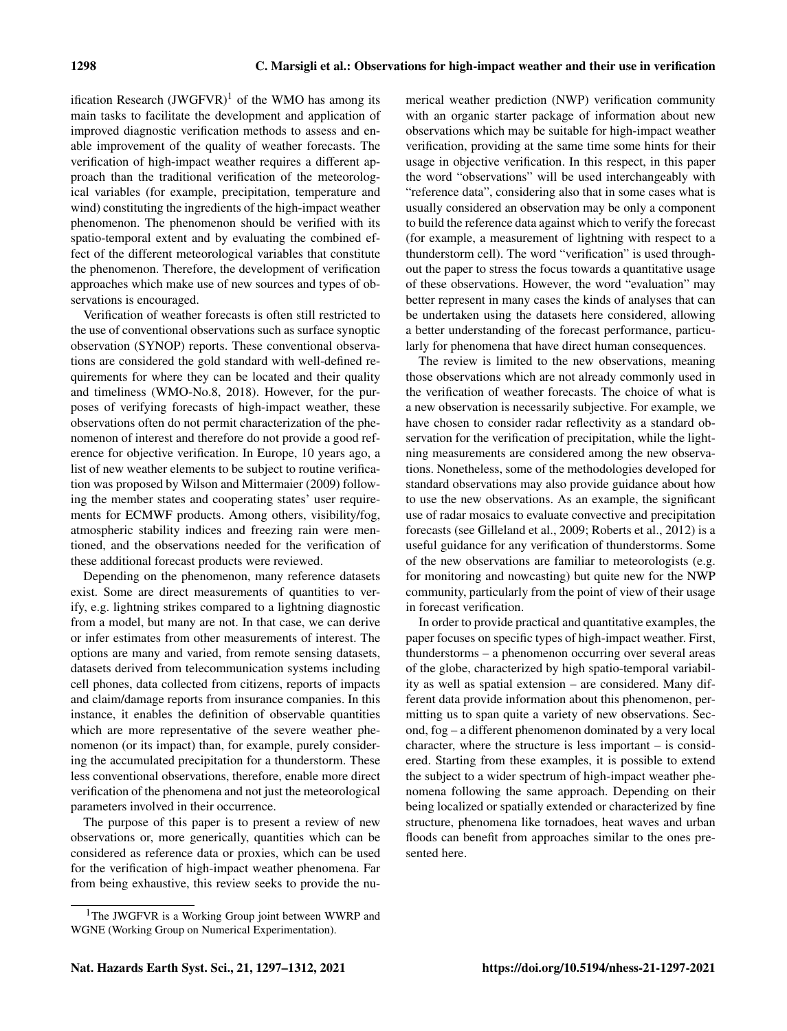ification Research (JWGFVR)[1] of the WMO has among its main tasks to facilitate the development and application of improved diagnostic verification methods to assess and enable improvement of the quality of weather forecasts. The verification of high-impact weather requires a different approach than the traditional verification of the meteorological variables (for example, precipitation, temperature and wind) constituting the ingredients of the high-impact weather phenomenon. The phenomenon should be verified with its spatio-temporal extent and by evaluating the combined effect of the different meteorological variables that constitute the phenomenon. Therefore, the development of verification approaches which make use of new sources and types of observations is encouraged.

Verification of weather forecasts is often still restricted to the use of conventional observations such as surface synoptic observation (SYNOP) reports. These conventional observations are considered the gold standard with well-defined requirements for where they can be located and their quality and timeliness (WMO-No.8, 2018). However, for the purposes of verifying forecasts of high-impact weather, these observations often do not permit characterization of the phenomenon of interest and therefore do not provide a good reference for objective verification. In Europe, 10 years ago, a list of new weather elements to be subject to routine verification was proposed by Wilson and Mittermaier (2009) following the member states and cooperating states' user requirements for ECMWF products. Among others, visibility/fog, atmospheric stability indices and freezing rain were mentioned, and the observations needed for the verification of these additional forecast products were reviewed.

Depending on the phenomenon, many reference datasets exist. Some are direct measurements of quantities to verify, e.g. lightning strikes compared to a lightning diagnostic from a model, but many are not. In that case, we can derive or infer estimates from other measurements of interest. The options are many and varied, from remote sensing datasets, datasets derived from telecommunication systems including cell phones, data collected from citizens, reports of impacts and claim/damage reports from insurance companies. In this instance, it enables the definition of observable quantities which are more representative of the severe weather phenomenon (or its impact) than, for example, purely considering the accumulated precipitation for a thunderstorm. These less conventional observations, therefore, enable more direct verification of the phenomena and not just the meteorological parameters involved in their occurrence.

The purpose of this paper is to present a review of new observations or, more generically, quantities which can be considered as reference data or proxies, which can be used for the verification of high-impact weather phenomena. Far from being exhaustive, this review seeks to provide the numerical weather prediction (NWP) verification community with an organic starter package of information about new observations which may be suitable for high-impact weather verification, providing at the same time some hints for their usage in objective verification. In this respect, in this paper the word "observations" will be used interchangeably with "reference data", considering also that in some cases what is usually considered an observation may be only a component to build the reference data against which to verify the forecast (for example, a measurement of lightning with respect to a thunderstorm cell). The word "verification" is used throughout the paper to stress the focus towards a quantitative usage of these observations. However, the word "evaluation" may better represent in many cases the kinds of analyses that can be undertaken using the datasets here considered, allowing a better understanding of the forecast performance, particularly for phenomena that have direct human consequences.

The review is limited to the new observations, meaning those observations which are not already commonly used in the verification of weather forecasts. The choice of what is a new observation is necessarily subjective. For example, we have chosen to consider radar reflectivity as a standard observation for the verification of precipitation, while the lightning measurements are considered among the new observations. Nonetheless, some of the methodologies developed for standard observations may also provide guidance about how to use the new observations. As an example, the significant use of radar mosaics to evaluate convective and precipitation forecasts (see Gilleland et al., 2009; Roberts et al., 2012) is a useful guidance for any verification of thunderstorms. Some of the new observations are familiar to meteorologists (e.g. for monitoring and nowcasting) but quite new for the NWP community, particularly from the point of view of their usage in forecast verification.

In order to provide practical and quantitative examples, the paper focuses on specific types of high-impact weather. First, thunderstorms – a phenomenon occurring over several areas of the globe, characterized by high spatio-temporal variability as well as spatial extension – are considered. Many different data provide information about this phenomenon, permitting us to span quite a variety of new observations. Second, fog – a different phenomenon dominated by a very local character, where the structure is less important – is considered. Starting from these examples, it is possible to extend the subject to a wider spectrum of high-impact weather phenomena following the same approach. Depending on their being localized or spatially extended or characterized by fine structure, phenomena like tornadoes, heat waves and urban floods can benefit from approaches similar to the ones presented here.

[1] The JWGFVR is a Working Group joint between WWRP and WGNE (Working Group on Numerical Experimentation).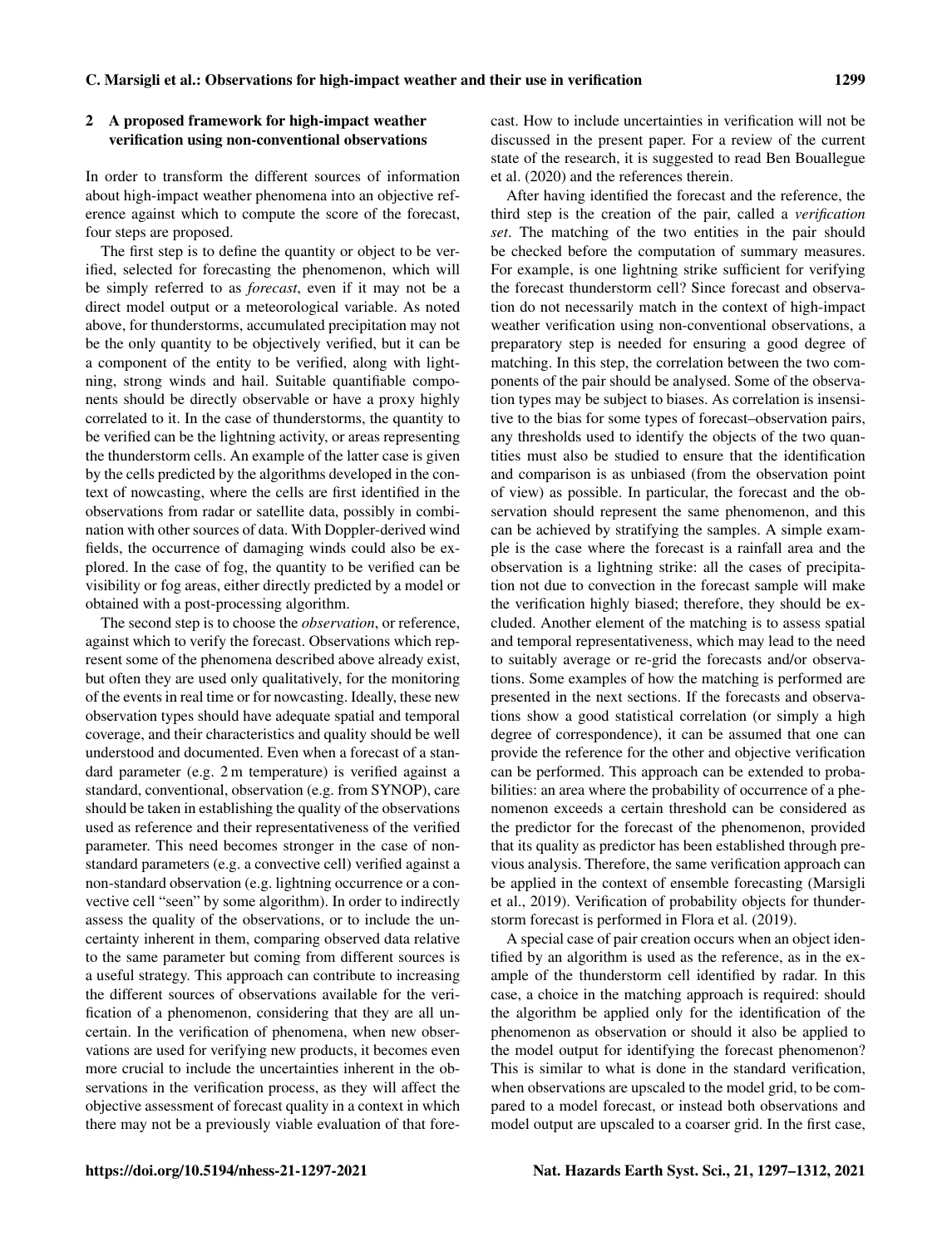## 2 A proposed framework for high-impact weather verification using non-conventional observations

In order to transform the different sources of information about high-impact weather phenomena into an objective reference against which to compute the score of the forecast, four steps are proposed.

The first step is to define the quantity or object to be verified, selected for forecasting the phenomenon, which will be simply referred to as *forecast*, even if it may not be a direct model output or a meteorological variable. As noted above, for thunderstorms, accumulated precipitation may not be the only quantity to be objectively verified, but it can be a component of the entity to be verified, along with lightning, strong winds and hail. Suitable quantifiable components should be directly observable or have a proxy highly correlated to it. In the case of thunderstorms, the quantity to be verified can be the lightning activity, or areas representing the thunderstorm cells. An example of the latter case is given by the cells predicted by the algorithms developed in the context of nowcasting, where the cells are first identified in the observations from radar or satellite data, possibly in combination with other sources of data. With Doppler-derived wind fields, the occurrence of damaging winds could also be explored. In the case of fog, the quantity to be verified can be visibility or fog areas, either directly predicted by a model or obtained with a post-processing algorithm.

The second step is to choose the *observation*, or reference, against which to verify the forecast. Observations which represent some of the phenomena described above already exist, but often they are used only qualitatively, for the monitoring of the events in real time or for nowcasting. Ideally, these new observation types should have adequate spatial and temporal coverage, and their characteristics and quality should be well understood and documented. Even when a forecast of a standard parameter (e.g. 2 m temperature) is verified against a standard, conventional, observation (e.g. from SYNOP), care should be taken in establishing the quality of the observations used as reference and their representativeness of the verified parameter. This need becomes stronger in the case of non-standard parameters (e.g. a convective cell) verified against a non-standard observation (e.g. lightning occurrence or a convective cell "seen" by some algorithm). In order to indirectly assess the quality of the observations, or to include the uncertainty inherent in them, comparing observed data relative to the same parameter but coming from different sources is a useful strategy. This approach can contribute to increasing the different sources of observations available for the verification of a phenomenon, considering that they are all uncertain. In the verification of phenomena, when new observations are used for verifying new products, it becomes even more crucial to include the uncertainties inherent in the observations in the verification process, as they will affect the objective assessment of forecast quality in a context in which there may not be a previously viable evaluation of that forecast. How to include uncertainties in verification will not be discussed in the present paper. For a review of the current state of the research, it is suggested to read Ben Bouallegue et al. (2020) and the references therein.

After having identified the forecast and the reference, the third step is the creation of the pair, called a *verification set*. The matching of the two entities in the pair should be checked before the computation of summary measures. For example, is one lightning strike sufficient for verifying the forecast thunderstorm cell? Since forecast and observation do not necessarily match in the context of high-impact weather verification using non-conventional observations, a preparatory step is needed for ensuring a good degree of matching. In this step, the correlation between the two components of the pair should be analysed. Some of the observation types may be subject to biases. As correlation is insensitive to the bias for some types of forecast–observation pairs, any thresholds used to identify the objects of the two quantities must also be studied to ensure that the identification and comparison is as unbiased (from the observation point of view) as possible. In particular, the forecast and the observation should represent the same phenomenon, and this can be achieved by stratifying the samples. A simple example is the case where the forecast is a rainfall area and the observation is a lightning strike: all the cases of precipitation not due to convection in the forecast sample will make the verification highly biased; therefore, they should be excluded. Another element of the matching is to assess spatial and temporal representativeness, which may lead to the need to suitably average or re-grid the forecasts and/or observations. Some examples of how the matching is performed are presented in the next sections. If the forecasts and observations show a good statistical correlation (or simply a high degree of correspondence), it can be assumed that one can provide the reference for the other and objective verification can be performed. This approach can be extended to probabilities: an area where the probability of occurrence of a phenomenon exceeds a certain threshold can be considered as the predictor for the forecast of the phenomenon, provided that its quality as predictor has been established through previous analysis. Therefore, the same verification approach can be applied in the context of ensemble forecasting (Marsigli et al., 2019). Verification of probability objects for thunderstorm forecast is performed in Flora et al. (2019).

A special case of pair creation occurs when an object identified by an algorithm is used as the reference, as in the example of the thunderstorm cell identified by radar. In this case, a choice in the matching approach is required: should the algorithm be applied only for the identification of the phenomenon as observation or should it also be applied to the model output for identifying the forecast phenomenon? This is similar to what is done in the standard verification, when observations are upscaled to the model grid, to be compared to a model forecast, or instead both observations and model output are upscaled to a coarser grid. In the first case,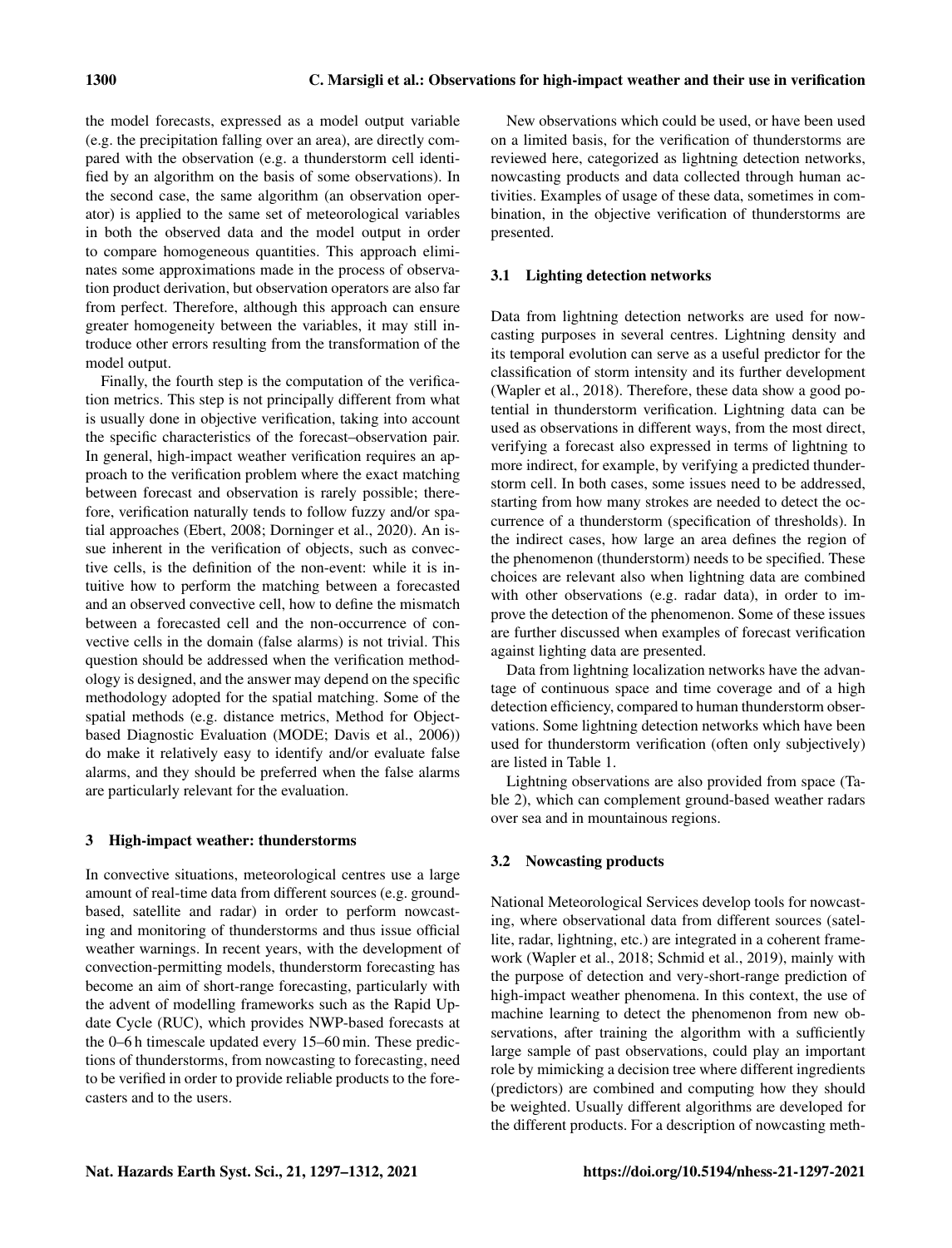the model forecasts, expressed as a model output variable (e.g. the precipitation falling over an area), are directly compared with the observation (e.g. a thunderstorm cell identified by an algorithm on the basis of some observations). In the second case, the same algorithm (an observation operator) is applied to the same set of meteorological variables in both the observed data and the model output in order to compare homogeneous quantities. This approach eliminates some approximations made in the process of observation product derivation, but observation operators are also far from perfect. Therefore, although this approach can ensure greater homogeneity between the variables, it may still introduce other errors resulting from the transformation of the model output.

Finally, the fourth step is the computation of the verification metrics. This step is not principally different from what is usually done in objective verification, taking into account the specific characteristics of the forecast–observation pair. In general, high-impact weather verification requires an approach to the verification problem where the exact matching between forecast and observation is rarely possible; therefore, verification naturally tends to follow fuzzy and/or spatial approaches (Ebert, 2008; Dorninger et al., 2020). An issue inherent in the verification of objects, such as convective cells, is the definition of the non-event: while it is intuitive how to perform the matching between a forecasted and an observed convective cell, how to define the mismatch between a forecasted cell and the non-occurrence of convective cells in the domain (false alarms) is not trivial. This question should be addressed when the verification methodology is designed, and the answer may depend on the specific methodology adopted for the spatial matching. Some of the spatial methods (e.g. distance metrics, Method for Object-based Diagnostic Evaluation (MODE; Davis et al., 2006)) do make it relatively easy to identify and/or evaluate false alarms, and they should be preferred when the false alarms are particularly relevant for the evaluation.

## 3 High-impact weather: thunderstorms

In convective situations, meteorological centres use a large amount of real-time data from different sources (e.g. ground-based, satellite and radar) in order to perform nowcasting and monitoring of thunderstorms and thus issue official weather warnings. In recent years, with the development of convection-permitting models, thunderstorm forecasting has become an aim of short-range forecasting, particularly with the advent of modelling frameworks such as the Rapid Update Cycle (RUC), which provides NWP-based forecasts at the 0–6 h timescale updated every 15–60 min. These predictions of thunderstorms, from nowcasting to forecasting, need to be verified in order to provide reliable products to the forecasters and to the users.

New observations which could be used, or have been used on a limited basis, for the verification of thunderstorms are reviewed here, categorized as lightning detection networks, nowcasting products and data collected through human activities. Examples of usage of these data, sometimes in combination, in the objective verification of thunderstorms are presented.

### 3.1 Lighting detection networks

Data from lightning detection networks are used for nowcasting purposes in several centres. Lightning density and its temporal evolution can serve as a useful predictor for the classification of storm intensity and its further development (Wapler et al., 2018). Therefore, these data show a good potential in thunderstorm verification. Lightning data can be used as observations in different ways, from the most direct, verifying a forecast also expressed in terms of lightning to more indirect, for example, by verifying a predicted thunderstorm cell. In both cases, some issues need to be addressed, starting from how many strokes are needed to detect the occurrence of a thunderstorm (specification of thresholds). In the indirect cases, how large an area defines the region of the phenomenon (thunderstorm) needs to be specified. These choices are relevant also when lightning data are combined with other observations (e.g. radar data), in order to improve the detection of the phenomenon. Some of these issues are further discussed when examples of forecast verification against lighting data are presented.

Data from lightning localization networks have the advantage of continuous space and time coverage and of a high detection efficiency, compared to human thunderstorm observations. Some lightning detection networks which have been used for thunderstorm verification (often only subjectively) are listed in Table 1.

Lightning observations are also provided from space (Table 2), which can complement ground-based weather radars over sea and in mountainous regions.

### 3.2 Nowcasting products

National Meteorological Services develop tools for nowcasting, where observational data from different sources (satellite, radar, lightning, etc.) are integrated in a coherent framework (Wapler et al., 2018; Schmid et al., 2019), mainly with the purpose of detection and very-short-range prediction of high-impact weather phenomena. In this context, the use of machine learning to detect the phenomenon from new observations, after training the algorithm with a sufficiently large sample of past observations, could play an important role by mimicking a decision tree where different ingredients (predictors) are combined and computing how they should be weighted. Usually different algorithms are developed for the different products. For a description of nowcasting meth-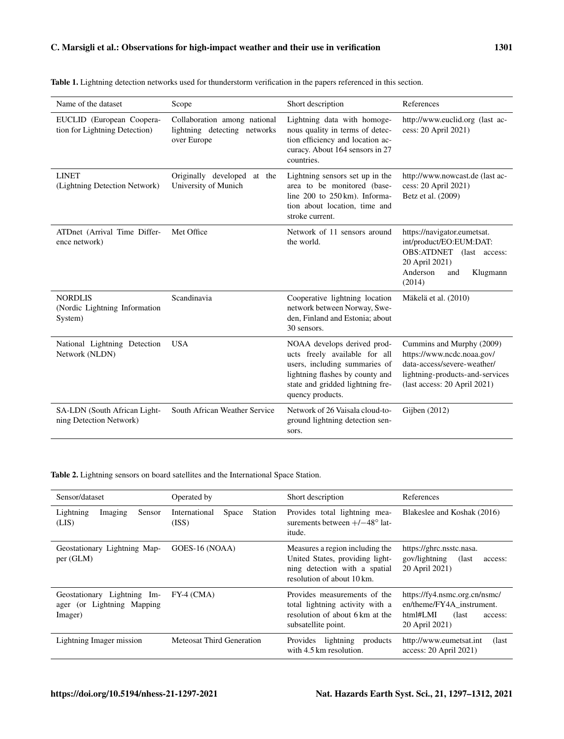**Table 1.** Lightning detection networks used for thunderstorm verification in the papers referenced in this section.

| Name of the dataset | Scope | Short description | References |
|---|---|---|---|
| EUCLID (European Cooperation for Lightning Detection) | Collaboration among national lightning detecting networks over Europe | Lightning data with homogenous quality in terms of detection efficiency and location accuracy. About 164 sensors in 27 countries. | http://www.euclid.org (last access: 20 April 2021) |
| LINET (Lightning Detection Network) | Originally developed at the University of Munich | Lightning sensors set up in the area to be monitored (baseline 200 to 250 km). Information about location, time and stroke current. | http://www.nowcast.de (last access: 20 April 2021) Betz et al. (2009) |
| ATDnet (Arrival Time Difference network) | Met Office | Network of 11 sensors around the world. | https://navigator.eumetsat.int/product/EO:EUM:DAT:OBS:ATDNET (last access: 20 April 2021) Anderson and Klugmann (2014) |
| NORDLIS (Nordic Lightning Information System) | Scandinavia | Cooperative lightning location network between Norway, Sweden, Finland and Estonia; about 30 sensors. | Mäkelä et al. (2010) |
| National Lightning Detection Network (NLDN) | USA | NOAA develops derived products freely available for all users, including summaries of lightning flashes by county and state and gridded lightning frequency products. | Cummins and Murphy (2009) https://www.ncdc.noaa.gov/data-access/severe-weather/lightning-products-and-services (last access: 20 April 2021) |
| SA-LDN (South African Lightning Detection Network) | South African Weather Service | Network of 26 Vaisala cloud-to-ground lightning detection sensors. | Gijben (2012) |

**Table 2.** Lightning sensors on board satellites and the International Space Station.

| Sensor/dataset | Operated by | Short description | References |
|---|---|---|---|
| Lightning Imaging Sensor (LIS) | International Space Station (ISS) | Provides total lightning measurements between $+/-48°$ latitude. | Blakeslee and Koshak (2016) |
| Geostationary Lightning Mapper (GLM) | GOES-16 (NOAA) | Measures a region including the United States, providing lightning detection with a spatial resolution of about 10 km. | https://ghrc.nsstc.nasa.gov/lightning (last access: 20 April 2021) |
| Geostationary Lightning Imager (or Lightning Mapping Imager) | FY-4 (CMA) | Provides measurements of the total lightning activity with a resolution of about 6 km at the subsatellite point. | https://fy4.nsmc.org.cn/nsmc/en/theme/FY4A_instrument.html#LMI (last access: 20 April 2021) |
| Lightning Imager mission | Meteosat Third Generation | Provides lightning products with 4.5 km resolution. | http://www.eumetsat.int (last access: 20 April 2021) |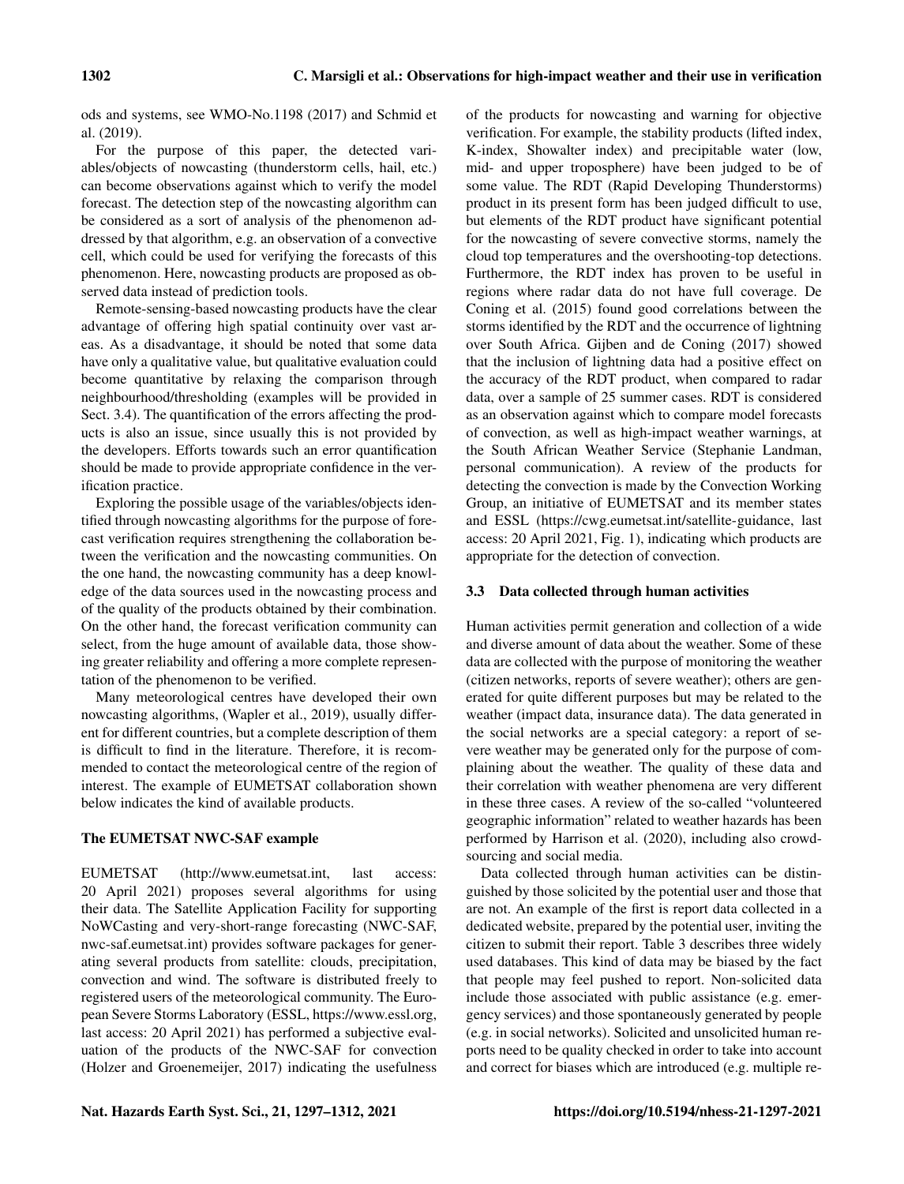ods and systems, see WMO-No.1198 (2017) and Schmid et al. (2019).

For the purpose of this paper, the detected variables/objects of nowcasting (thunderstorm cells, hail, etc.) can become observations against which to verify the model forecast. The detection step of the nowcasting algorithm can be considered as a sort of analysis of the phenomenon addressed by that algorithm, e.g. an observation of a convective cell, which could be used for verifying the forecasts of this phenomenon. Here, nowcasting products are proposed as observed data instead of prediction tools.

Remote-sensing-based nowcasting products have the clear advantage of offering high spatial continuity over vast areas. As a disadvantage, it should be noted that some data have only a qualitative value, but qualitative evaluation could become quantitative by relaxing the comparison through neighbourhood/thresholding (examples will be provided in Sect. 3.4). The quantification of the errors affecting the products is also an issue, since usually this is not provided by the developers. Efforts towards such an error quantification should be made to provide appropriate confidence in the verification practice.

Exploring the possible usage of the variables/objects identified through nowcasting algorithms for the purpose of forecast verification requires strengthening the collaboration between the verification and the nowcasting communities. On the one hand, the nowcasting community has a deep knowledge of the data sources used in the nowcasting process and of the quality of the products obtained by their combination. On the other hand, the forecast verification community can select, from the huge amount of available data, those showing greater reliability and offering a more complete representation of the phenomenon to be verified.

Many meteorological centres have developed their own nowcasting algorithms, (Wapler et al., 2019), usually different for different countries, but a complete description of them is difficult to find in the literature. Therefore, it is recommended to contact the meteorological centre of the region of interest. The example of EUMETSAT collaboration shown below indicates the kind of available products.

**The EUMETSAT NWC-SAF example**

EUMETSAT (http://www.eumetsat.int, last access: 20 April 2021) proposes several algorithms for using their data. The Satellite Application Facility for supporting NoWCasting and very-short-range forecasting (NWC-SAF, nwc-saf.eumetsat.int) provides software packages for generating several products from satellite: clouds, precipitation, convection and wind. The software is distributed freely to registered users of the meteorological community. The European Severe Storms Laboratory (ESSL, https://www.essl.org, last access: 20 April 2021) has performed a subjective evaluation of the products of the NWC-SAF for convection (Holzer and Groenemeijer, 2017) indicating the usefulness of the products for nowcasting and warning for objective verification. For example, the stability products (lifted index, K-index, Showalter index) and precipitable water (low, mid- and upper troposphere) have been judged to be of some value. The RDT (Rapid Developing Thunderstorms) product in its present form has been judged difficult to use, but elements of the RDT product have significant potential for the nowcasting of severe convective storms, namely the cloud top temperatures and the overshooting-top detections. Furthermore, the RDT index has proven to be useful in regions where radar data do not have full coverage. De Coning et al. (2015) found good correlations between the storms identified by the RDT and the occurrence of lightning over South Africa. Gijben and de Coning (2017) showed that the inclusion of lightning data had a positive effect on the accuracy of the RDT product, when compared to radar data, over a sample of 25 summer cases. RDT is considered as an observation against which to compare model forecasts of convection, as well as high-impact weather warnings, at the South African Weather Service (Stephanie Landman, personal communication). A review of the products for detecting the convection is made by the Convection Working Group, an initiative of EUMETSAT and its member states and ESSL (https://cwg.eumetsat.int/satellite-guidance, last access: 20 April 2021, Fig. 1), indicating which products are appropriate for the detection of convection.

### 3.3 Data collected through human activities

Human activities permit generation and collection of a wide and diverse amount of data about the weather. Some of these data are collected with the purpose of monitoring the weather (citizen networks, reports of severe weather); others are generated for quite different purposes but may be related to the weather (impact data, insurance data). The data generated in the social networks are a special category: a report of severe weather may be generated only for the purpose of complaining about the weather. The quality of these data and their correlation with weather phenomena are very different in these three cases. A review of the so-called "volunteered geographic information" related to weather hazards has been performed by Harrison et al. (2020), including also crowdsourcing and social media.

Data collected through human activities can be distinguished by those solicited by the potential user and those that are not. An example of the first is report data collected in a dedicated website, prepared by the potential user, inviting the citizen to submit their report. Table 3 describes three widely used databases. This kind of data may be biased by the fact that people may feel pushed to report. Non-solicited data include those associated with public assistance (e.g. emergency services) and those spontaneously generated by people (e.g. in social networks). Solicited and unsolicited human reports need to be quality checked in order to take into account and correct for biases which are introduced (e.g. multiple re-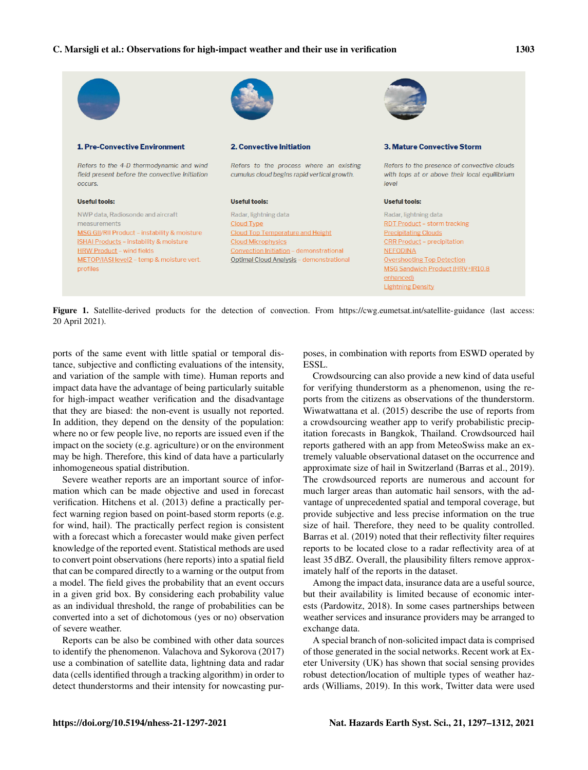**1. Pre-Convective Environment**

*Refers to the 4-D thermodynamic and wind field present before the convective initiation occurs.*

**Useful tools:**

NWP data, Radiosonde and aircraft measurements
MSG GII/RII Product – instability & moisture
iSHAI Products – instability & moisture
HRW Product – wind fields
METOP/IASI level2 – temp & moisture vert. profiles

**2. Convective Initiation**

*Refers to the process where an existing cumulus cloud begins rapid vertical growth.*

**Useful tools:**

Radar, lightning data
Cloud Type
Cloud Top Temperature and Height
Cloud Microphysics
Convection Initiation – demonstrational
Optimal Cloud Analysis – demonstrational

**3. Mature Convective Storm**

*Refers to the presence of convective clouds with tops at or above their local equilibrium level*

**Useful tools:**

Radar, lightning data
RDT Product – storm tracking
Precipitating Clouds
CRR Product – precipitation
NEFODINA
Overshooting Top Detection
MSG Sandwich Product (HRV+IR10.8 enhanced)
Lightning Density

Figure 1. Satellite-derived products for the detection of convection. From https://cwg.eumetsat.int/satellite-guidance (last access: 20 April 2021).

ports of the same event with little spatial or temporal distance, subjective and conflicting evaluations of the intensity, and variation of the sample with time). Human reports and impact data have the advantage of being particularly suitable for high-impact weather verification and the disadvantage that they are biased: the non-event is usually not reported. In addition, they depend on the density of the population: where no or few people live, no reports are issued even if the impact on the society (e.g. agriculture) or on the environment may be high. Therefore, this kind of data have a particularly inhomogeneous spatial distribution.

Severe weather reports are an important source of information which can be made objective and used in forecast verification. Hitchens et al. (2013) define a practically perfect warning region based on point-based storm reports (e.g. for wind, hail). The practically perfect region is consistent with a forecast which a forecaster would make given perfect knowledge of the reported event. Statistical methods are used to convert point observations (here reports) into a spatial field that can be compared directly to a warning or the output from a model. The field gives the probability that an event occurs in a given grid box. By considering each probability value as an individual threshold, the range of probabilities can be converted into a set of dichotomous (yes or no) observation of severe weather.

Reports can be also be combined with other data sources to identify the phenomenon. Valachova and Sykorova (2017) use a combination of satellite data, lightning data and radar data (cells identified through a tracking algorithm) in order to detect thunderstorms and their intensity for nowcasting purposes, in combination with reports from ESWD operated by ESSL.

Crowdsourcing can also provide a new kind of data useful for verifying thunderstorm as a phenomenon, using the reports from the citizens as observations of the thunderstorm. Wiwatwattana et al. (2015) describe the use of reports from a crowdsourcing weather app to verify probabilistic precipitation forecasts in Bangkok, Thailand. Crowdsourced hail reports gathered with an app from MeteoSwiss make an extremely valuable observational dataset on the occurrence and approximate size of hail in Switzerland (Barras et al., 2019). The crowdsourced reports are numerous and account for much larger areas than automatic hail sensors, with the advantage of unprecedented spatial and temporal coverage, but provide subjective and less precise information on the true size of hail. Therefore, they need to be quality controlled. Barras et al. (2019) noted that their reflectivity filter requires reports to be located close to a radar reflectivity area of at least 35 dBZ. Overall, the plausibility filters remove approximately half of the reports in the dataset.

Among the impact data, insurance data are a useful source, but their availability is limited because of economic interests (Pardowitz, 2018). In some cases partnerships between weather services and insurance providers may be arranged to exchange data.

A special branch of non-solicited impact data is comprised of those generated in the social networks. Recent work at Exeter University (UK) has shown that social sensing provides robust detection/location of multiple types of weather hazards (Williams, 2019). In this work, Twitter data were used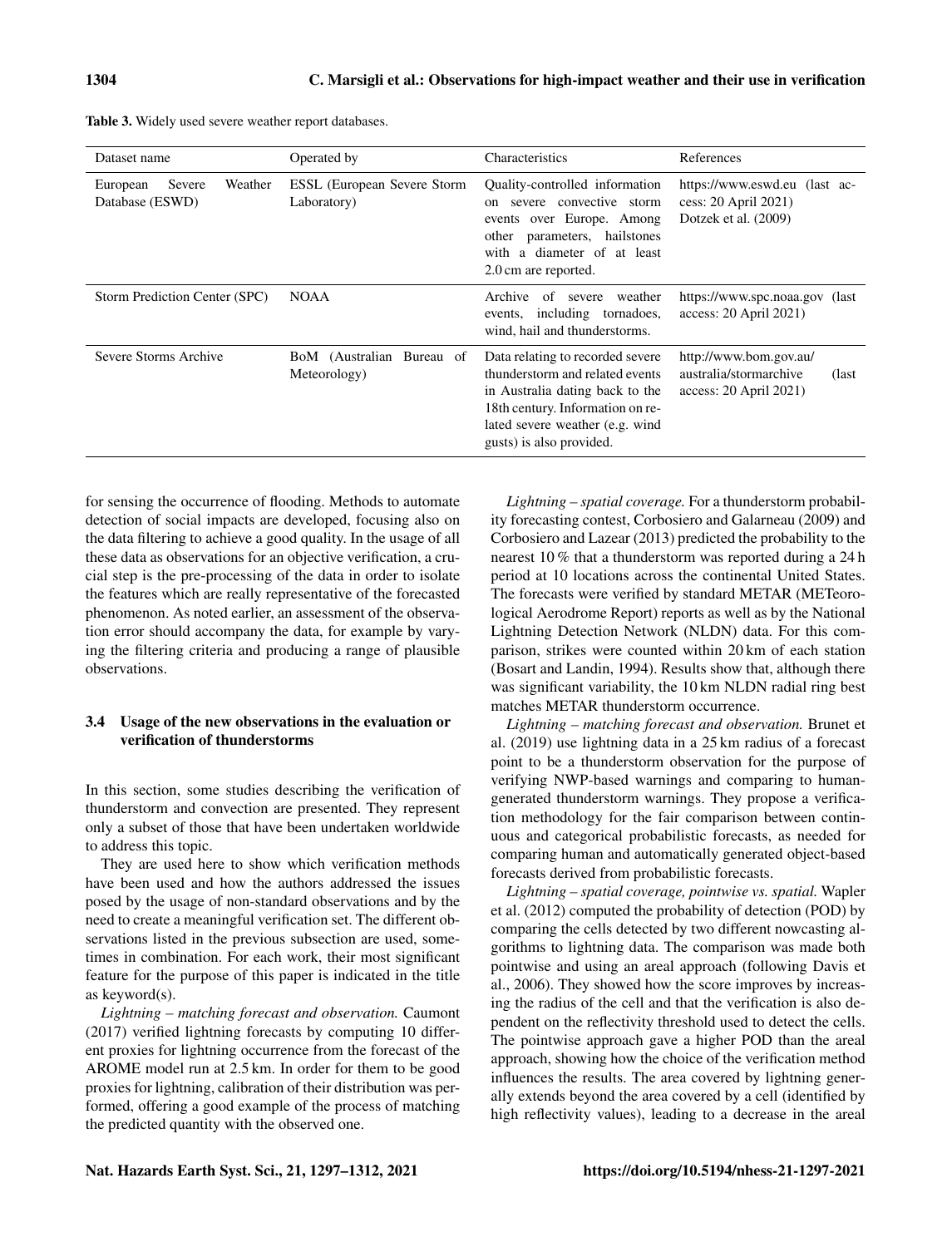**Table 3.** Widely used severe weather report databases.

| Dataset name | Operated by | Characteristics | References |
|---|---|---|---|
| European Severe Weather Database (ESWD) | ESSL (European Severe Storm Laboratory) | Quality-controlled information on severe convective storm events over Europe. Among other parameters, hailstones with a diameter of at least 2.0 cm are reported. | https://www.eswd.eu (last access: 20 April 2021) Dotzek et al. (2009) |
| Storm Prediction Center (SPC) | NOAA | Archive of severe weather events, including tornadoes, wind, hail and thunderstorms. | https://www.spc.noaa.gov (last access: 20 April 2021) |
| Severe Storms Archive | BoM (Australian Bureau of Meteorology) | Data relating to recorded severe thunderstorm and related events in Australia dating back to the 18th century. Information on related severe weather (e.g. wind gusts) is also provided. | http://www.bom.gov.au/australia/stormarchive (last access: 20 April 2021) |

for sensing the occurrence of flooding. Methods to automate detection of social impacts are developed, focusing also on the data filtering to achieve a good quality. In the usage of all these data as observations for an objective verification, a crucial step is the pre-processing of the data in order to isolate the features which are really representative of the forecasted phenomenon. As noted earlier, an assessment of the observation error should accompany the data, for example by varying the filtering criteria and producing a range of plausible observations.

### 3.4 Usage of the new observations in the evaluation or verification of thunderstorms

In this section, some studies describing the verification of thunderstorm and convection are presented. They represent only a subset of those that have been undertaken worldwide to address this topic.

They are used here to show which verification methods have been used and how the authors addressed the issues posed by the usage of non-standard observations and by the need to create a meaningful verification set. The different observations listed in the previous subsection are used, sometimes in combination. For each work, their most significant feature for the purpose of this paper is indicated in the title as keyword(s).

*Lightning – matching forecast and observation.* Caumont (2017) verified lightning forecasts by computing 10 different proxies for lightning occurrence from the forecast of the AROME model run at 2.5 km. In order for them to be good proxies for lightning, calibration of their distribution was performed, offering a good example of the process of matching the predicted quantity with the observed one.

*Lightning – spatial coverage.* For a thunderstorm probability forecasting contest, Corbosiero and Galarneau (2009) and Corbosiero and Lazear (2013) predicted the probability to the nearest 10 % that a thunderstorm was reported during a 24 h period at 10 locations across the continental United States. The forecasts were verified by standard METAR (METeorological Aerodrome Report) reports as well as by the National Lightning Detection Network (NLDN) data. For this comparison, strikes were counted within 20 km of each station (Bosart and Landin, 1994). Results show that, although there was significant variability, the 10 km NLDN radial ring best matches METAR thunderstorm occurrence.

*Lightning – matching forecast and observation.* Brunet et al. (2019) use lightning data in a 25 km radius of a forecast point to be a thunderstorm observation for the purpose of verifying NWP-based warnings and comparing to human-generated thunderstorm warnings. They propose a verification methodology for the fair comparison between continuous and categorical probabilistic forecasts, as needed for comparing human and automatically generated object-based forecasts derived from probabilistic forecasts.

*Lightning – spatial coverage, pointwise vs. spatial.* Wapler et al. (2012) computed the probability of detection (POD) by comparing the cells detected by two different nowcasting algorithms to lightning data. The comparison was made both pointwise and using an areal approach (following Davis et al., 2006). They showed how the score improves by increasing the radius of the cell and that the verification is also dependent on the reflectivity threshold used to detect the cells. The pointwise approach gave a higher POD than the areal approach, showing how the choice of the verification method influences the results. The area covered by lightning generally extends beyond the area covered by a cell (identified by high reflectivity values), leading to a decrease in the areal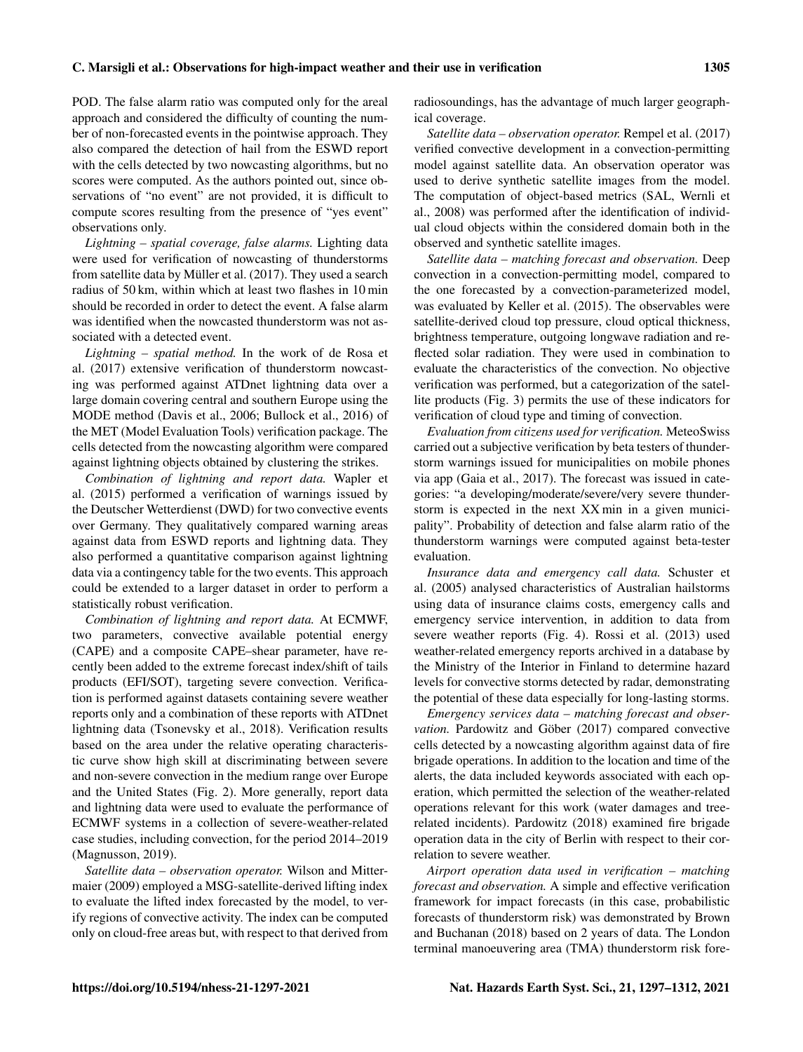POD. The false alarm ratio was computed only for the areal approach and considered the difficulty of counting the number of non-forecasted events in the pointwise approach. They also compared the detection of hail from the ESWD report with the cells detected by two nowcasting algorithms, but no scores were computed. As the authors pointed out, since observations of "no event" are not provided, it is difficult to compute scores resulting from the presence of "yes event" observations only.

*Lightning – spatial coverage, false alarms.* Lighting data were used for verification of nowcasting of thunderstorms from satellite data by Müller et al. (2017). They used a search radius of 50 km, within which at least two flashes in 10 min should be recorded in order to detect the event. A false alarm was identified when the nowcasted thunderstorm was not associated with a detected event.

*Lightning – spatial method.* In the work of de Rosa et al. (2017) extensive verification of thunderstorm nowcasting was performed against ATDnet lightning data over a large domain covering central and southern Europe using the MODE method (Davis et al., 2006; Bullock et al., 2016) of the MET (Model Evaluation Tools) verification package. The cells detected from the nowcasting algorithm were compared against lightning objects obtained by clustering the strikes.

*Combination of lightning and report data.* Wapler et al. (2015) performed a verification of warnings issued by the Deutscher Wetterdienst (DWD) for two convective events over Germany. They qualitatively compared warning areas against data from ESWD reports and lightning data. They also performed a quantitative comparison against lightning data via a contingency table for the two events. This approach could be extended to a larger dataset in order to perform a statistically robust verification.

*Combination of lightning and report data.* At ECMWF, two parameters, convective available potential energy (CAPE) and a composite CAPE–shear parameter, have recently been added to the extreme forecast index/shift of tails products (EFI/SOT), targeting severe convection. Verification is performed against datasets containing severe weather reports only and a combination of these reports with ATDnet lightning data (Tsonevsky et al., 2018). Verification results based on the area under the relative operating characteristic curve show high skill at discriminating between severe and non-severe convection in the medium range over Europe and the United States (Fig. 2). More generally, report data and lightning data were used to evaluate the performance of ECMWF systems in a collection of severe-weather-related case studies, including convection, for the period 2014–2019 (Magnusson, 2019).

*Satellite data – observation operator.* Wilson and Mittermaier (2009) employed a MSG-satellite-derived lifting index to evaluate the lifted index forecasted by the model, to verify regions of convective activity. The index can be computed only on cloud-free areas but, with respect to that derived from radiosoundings, has the advantage of much larger geographical coverage.

*Satellite data – observation operator.* Rempel et al. (2017) verified convective development in a convection-permitting model against satellite data. An observation operator was used to derive synthetic satellite images from the model. The computation of object-based metrics (SAL, Wernli et al., 2008) was performed after the identification of individual cloud objects within the considered domain both in the observed and synthetic satellite images.

*Satellite data – matching forecast and observation.* Deep convection in a convection-permitting model, compared to the one forecasted by a convection-parameterized model, was evaluated by Keller et al. (2015). The observables were satellite-derived cloud top pressure, cloud optical thickness, brightness temperature, outgoing longwave radiation and reflected solar radiation. They were used in combination to evaluate the characteristics of the convection. No objective verification was performed, but a categorization of the satellite products (Fig. 3) permits the use of these indicators for verification of cloud type and timing of convection.

*Evaluation from citizens used for verification.* MeteoSwiss carried out a subjective verification by beta testers of thunderstorm warnings issued for municipalities on mobile phones via app (Gaia et al., 2017). The forecast was issued in categories: "a developing/moderate/severe/very severe thunderstorm is expected in the next XX min in a given municipality". Probability of detection and false alarm ratio of the thunderstorm warnings were computed against beta-tester evaluation.

*Insurance data and emergency call data.* Schuster et al. (2005) analysed characteristics of Australian hailstorms using data of insurance claims costs, emergency calls and emergency service intervention, in addition to data from severe weather reports (Fig. 4). Rossi et al. (2013) used weather-related emergency reports archived in a database by the Ministry of the Interior in Finland to determine hazard levels for convective storms detected by radar, demonstrating the potential of these data especially for long-lasting storms.

*Emergency services data – matching forecast and observation.* Pardowitz and Göber (2017) compared convective cells detected by a nowcasting algorithm against data of fire brigade operations. In addition to the location and time of the alerts, the data included keywords associated with each operation, which permitted the selection of the weather-related operations relevant for this work (water damages and tree-related incidents). Pardowitz (2018) examined fire brigade operation data in the city of Berlin with respect to their correlation to severe weather.

*Airport operation data used in verification – matching forecast and observation.* A simple and effective verification framework for impact forecasts (in this case, probabilistic forecasts of thunderstorm risk) was demonstrated by Brown and Buchanan (2018) based on 2 years of data. The London terminal manoeuvering area (TMA) thunderstorm risk fore-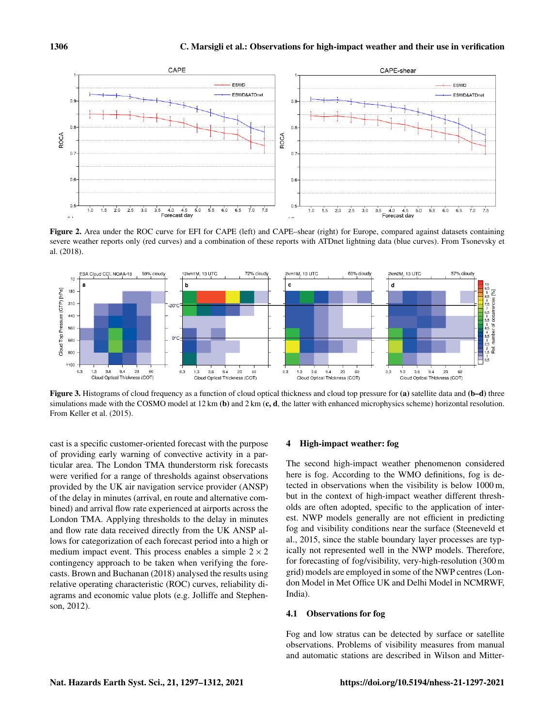Figure 2. Area under the ROC curve for EFI for CAPE (left) and CAPE–shear (right) for Europe, compared against datasets containing severe weather reports only (red curves) and a combination of these reports with ATDnet lightning data (blue curves). From Tsonevsky et al. (2018).

Figure 3. Histograms of cloud frequency as a function of cloud optical thickness and cloud top pressure for **(a)** satellite data and **(b–d)** three simulations made with the COSMO model at 12 km **(b)** and 2 km (**c, d**, the latter with enhanced microphysics scheme) horizontal resolution. From Keller et al. (2015).

cast is a specific customer-oriented forecast with the purpose of providing early warning of convective activity in a particular area. The London TMA thunderstorm risk forecasts were verified for a range of thresholds against observations provided by the UK air navigation service provider (ANSP) of the delay in minutes (arrival, en route and alternative combined) and arrival flow rate experienced at airports across the London TMA. Applying thresholds to the delay in minutes and flow rate data received directly from the UK ANSP allows for categorization of each forecast period into a high or medium impact event. This process enables a simple $2 \times 2$ contingency approach to be taken when verifying the forecasts. Brown and Buchanan (2018) analysed the results using relative operating characteristic (ROC) curves, reliability diagrams and economic value plots (e.g. Jolliffe and Stephenson, 2012).

## 4 High-impact weather: fog

The second high-impact weather phenomenon considered here is fog. According to the WMO definitions, fog is detected in observations when the visibility is below 1000 m, but in the context of high-impact weather different thresholds are often adopted, specific to the application of interest. NWP models generally are not efficient in predicting fog and visibility conditions near the surface (Steeneveld et al., 2015, since the stable boundary layer processes are typically not represented well in the NWP models. Therefore, for forecasting of fog/visibility, very-high-resolution (300 m grid) models are employed in some of the NWP centres (London Model in Met Office UK and Delhi Model in NCMRWF, India).

### 4.1 Observations for fog

Fog and low stratus can be detected by surface or satellite observations. Problems of visibility measures from manual and automatic stations are described in Wilson and Mitter-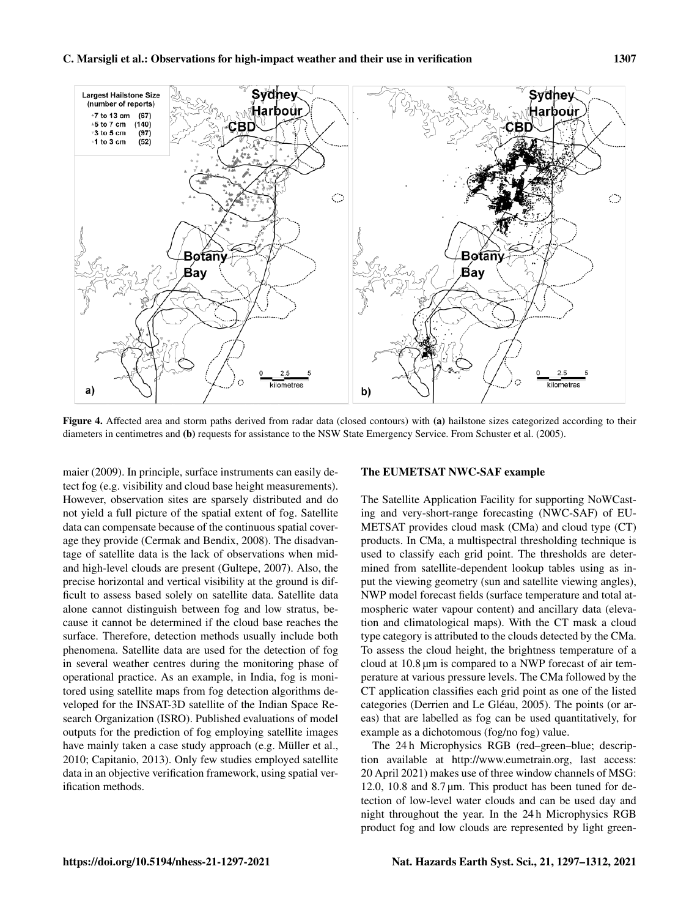Figure 4. Affected area and storm paths derived from radar data (closed contours) with **(a)** hailstone sizes categorized according to their diameters in centimetres and **(b)** requests for assistance to the NSW State Emergency Service. From Schuster et al. (2005).

maier (2009). In principle, surface instruments can easily detect fog (e.g. visibility and cloud base height measurements). However, observation sites are sparsely distributed and do not yield a full picture of the spatial extent of fog. Satellite data can compensate because of the continuous spatial coverage they provide (Cermak and Bendix, 2008). The disadvantage of satellite data is the lack of observations when mid- and high-level clouds are present (Gultepe, 2007). Also, the precise horizontal and vertical visibility at the ground is difficult to assess based solely on satellite data. Satellite data alone cannot distinguish between fog and low stratus, because it cannot be determined if the cloud base reaches the surface. Therefore, detection methods usually include both phenomena. Satellite data are used for the detection of fog in several weather centres during the monitoring phase of operational practice. As an example, in India, fog is monitored using satellite maps from fog detection algorithms developed for the INSAT-3D satellite of the Indian Space Research Organization (ISRO). Published evaluations of model outputs for the prediction of fog employing satellite images have mainly taken a case study approach (e.g. Müller et al., 2010; Capitanio, 2013). Only few studies employed satellite data in an objective verification framework, using spatial verification methods.

**The EUMETSAT NWC-SAF example**

The Satellite Application Facility for supporting NoWCasting and very-short-range forecasting (NWC-SAF) of EUMETSAT provides cloud mask (CMa) and cloud type (CT) products. In CMa, a multispectral thresholding technique is used to classify each grid point. The thresholds are determined from satellite-dependent lookup tables using as input the viewing geometry (sun and satellite viewing angles), NWP model forecast fields (surface temperature and total atmospheric water vapour content) and ancillary data (elevation and climatological maps). With the CT mask a cloud type category is attributed to the clouds detected by the CMa. To assess the cloud height, the brightness temperature of a cloud at 10.8 µm is compared to a NWP forecast of air temperature at various pressure levels. The CMa followed by the CT application classifies each grid point as one of the listed categories (Derrien and Le Gléau, 2005). The points (or areas) that are labelled as fog can be used quantitatively, for example as a dichotomous (fog/no fog) value.

The 24 h Microphysics RGB (red–green–blue; description available at http://www.eumetrain.org, last access: 20 April 2021) makes use of three window channels of MSG: 12.0, 10.8 and 8.7 µm. This product has been tuned for detection of low-level water clouds and can be used day and night throughout the year. In the 24 h Microphysics RGB product fog and low clouds are represented by light green-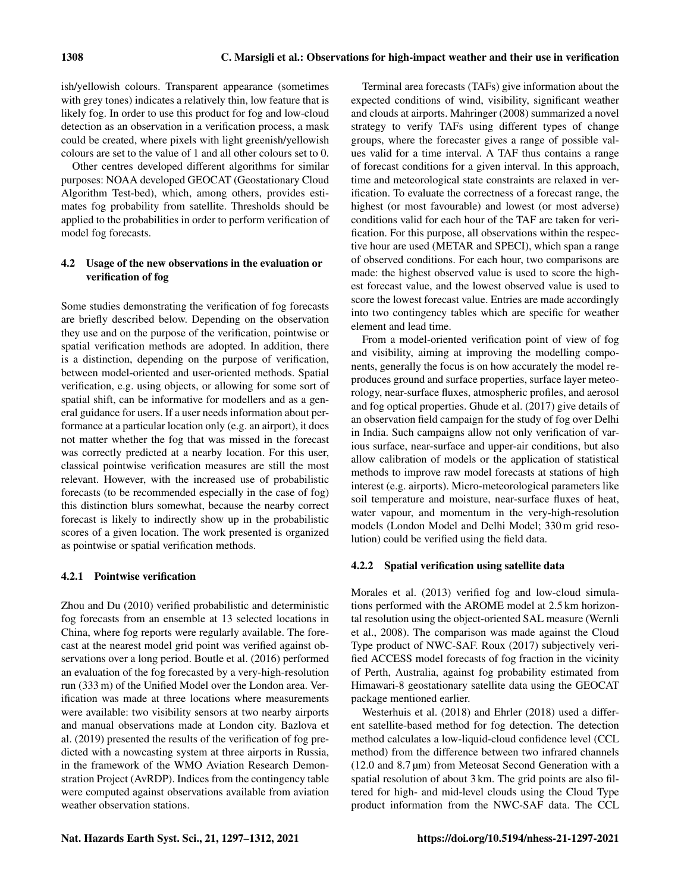ish/yellowish colours. Transparent appearance (sometimes with grey tones) indicates a relatively thin, low feature that is likely fog. In order to use this product for fog and low-cloud detection as an observation in a verification process, a mask could be created, where pixels with light greenish/yellowish colours are set to the value of 1 and all other colours set to 0.

Other centres developed different algorithms for similar purposes: NOAA developed GEOCAT (Geostationary Cloud Algorithm Test-bed), which, among others, provides estimates fog probability from satellite. Thresholds should be applied to the probabilities in order to perform verification of model fog forecasts.

### 4.2 Usage of the new observations in the evaluation or verification of fog

Some studies demonstrating the verification of fog forecasts are briefly described below. Depending on the observation they use and on the purpose of the verification, pointwise or spatial verification methods are adopted. In addition, there is a distinction, depending on the purpose of verification, between model-oriented and user-oriented methods. Spatial verification, e.g. using objects, or allowing for some sort of spatial shift, can be informative for modellers and as a general guidance for users. If a user needs information about performance at a particular location only (e.g. an airport), it does not matter whether the fog that was missed in the forecast was correctly predicted at a nearby location. For this user, classical pointwise verification measures are still the most relevant. However, with the increased use of probabilistic forecasts (to be recommended especially in the case of fog) this distinction blurs somewhat, because the nearby correct forecast is likely to indirectly show up in the probabilistic scores of a given location. The work presented is organized as pointwise or spatial verification methods.

#### 4.2.1 Pointwise verification

Zhou and Du (2010) verified probabilistic and deterministic fog forecasts from an ensemble at 13 selected locations in China, where fog reports were regularly available. The forecast at the nearest model grid point was verified against observations over a long period. Boutle et al. (2016) performed an evaluation of the fog forecasted by a very-high-resolution run (333 m) of the Unified Model over the London area. Verification was made at three locations where measurements were available: two visibility sensors at two nearby airports and manual observations made at London city. Bazlova et al. (2019) presented the results of the verification of fog predicted with a nowcasting system at three airports in Russia, in the framework of the WMO Aviation Research Demonstration Project (AvRDP). Indices from the contingency table were computed against observations available from aviation weather observation stations.

Terminal area forecasts (TAFs) give information about the expected conditions of wind, visibility, significant weather and clouds at airports. Mahringer (2008) summarized a novel strategy to verify TAFs using different types of change groups, where the forecaster gives a range of possible values valid for a time interval. A TAF thus contains a range of forecast conditions for a given interval. In this approach, time and meteorological state constraints are relaxed in verification. To evaluate the correctness of a forecast range, the highest (or most favourable) and lowest (or most adverse) conditions valid for each hour of the TAF are taken for verification. For this purpose, all observations within the respective hour are used (METAR and SPECI), which span a range of observed conditions. For each hour, two comparisons are made: the highest observed value is used to score the highest forecast value, and the lowest observed value is used to score the lowest forecast value. Entries are made accordingly into two contingency tables which are specific for weather element and lead time.

From a model-oriented verification point of view of fog and visibility, aiming at improving the modelling components, generally the focus is on how accurately the model reproduces ground and surface properties, surface layer meteorology, near-surface fluxes, atmospheric profiles, and aerosol and fog optical properties. Ghude et al. (2017) give details of an observation field campaign for the study of fog over Delhi in India. Such campaigns allow not only verification of various surface, near-surface and upper-air conditions, but also allow calibration of models or the application of statistical methods to improve raw model forecasts at stations of high interest (e.g. airports). Micro-meteorological parameters like soil temperature and moisture, near-surface fluxes of heat, water vapour, and momentum in the very-high-resolution models (London Model and Delhi Model; 330 m grid resolution) could be verified using the field data.

#### 4.2.2 Spatial verification using satellite data

Morales et al. (2013) verified fog and low-cloud simulations performed with the AROME model at 2.5 km horizontal resolution using the object-oriented SAL measure (Wernli et al., 2008). The comparison was made against the Cloud Type product of NWC-SAF. Roux (2017) subjectively verified ACCESS model forecasts of fog fraction in the vicinity of Perth, Australia, against fog probability estimated from Himawari-8 geostationary satellite data using the GEOCAT package mentioned earlier.

Westerhuis et al. (2018) and Ehrler (2018) used a different satellite-based method for fog detection. The detection method calculates a low-liquid-cloud confidence level (CCL method) from the difference between two infrared channels (12.0 and 8.7 µm) from Meteosat Second Generation with a spatial resolution of about 3 km. The grid points are also filtered for high- and mid-level clouds using the Cloud Type product information from the NWC-SAF data. The CCL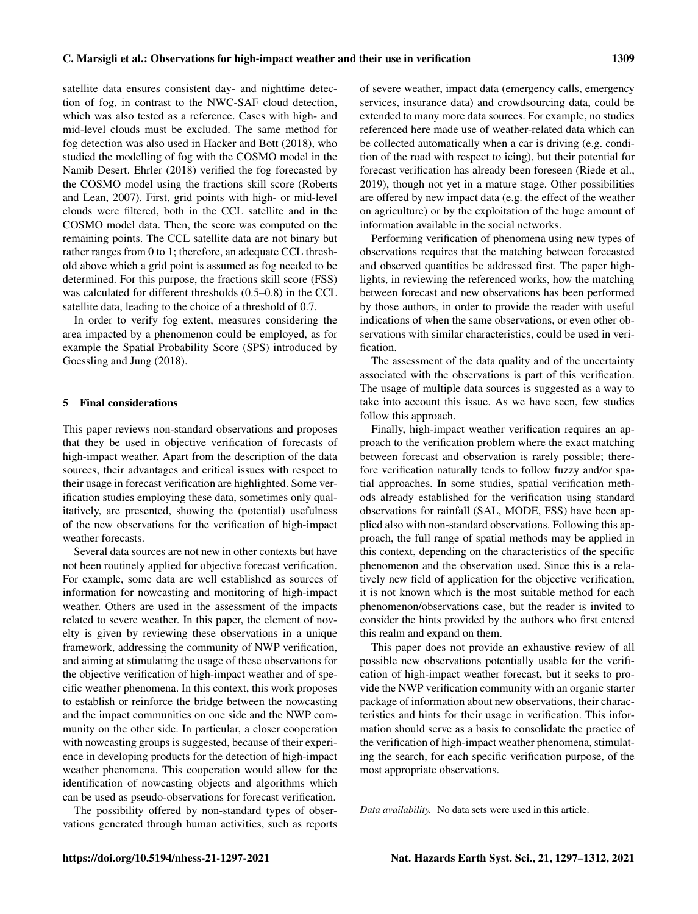satellite data ensures consistent day- and nighttime detection of fog, in contrast to the NWC-SAF cloud detection, which was also tested as a reference. Cases with high- and mid-level clouds must be excluded. The same method for fog detection was also used in Hacker and Bott (2018), who studied the modelling of fog with the COSMO model in the Namib Desert. Ehrler (2018) verified the fog forecasted by the COSMO model using the fractions skill score (Roberts and Lean, 2007). First, grid points with high- or mid-level clouds were filtered, both in the CCL satellite and in the COSMO model data. Then, the score was computed on the remaining points. The CCL satellite data are not binary but rather ranges from 0 to 1; therefore, an adequate CCL threshold above which a grid point is assumed as fog needed to be determined. For this purpose, the fractions skill score (FSS) was calculated for different thresholds (0.5–0.8) in the CCL satellite data, leading to the choice of a threshold of 0.7.

In order to verify fog extent, measures considering the area impacted by a phenomenon could be employed, as for example the Spatial Probability Score (SPS) introduced by Goessling and Jung (2018).

## 5 Final considerations

This paper reviews non-standard observations and proposes that they be used in objective verification of forecasts of high-impact weather. Apart from the description of the data sources, their advantages and critical issues with respect to their usage in forecast verification are highlighted. Some verification studies employing these data, sometimes only qualitatively, are presented, showing the (potential) usefulness of the new observations for the verification of high-impact weather forecasts.

Several data sources are not new in other contexts but have not been routinely applied for objective forecast verification. For example, some data are well established as sources of information for nowcasting and monitoring of high-impact weather. Others are used in the assessment of the impacts related to severe weather. In this paper, the element of novelty is given by reviewing these observations in a unique framework, addressing the community of NWP verification, and aiming at stimulating the usage of these observations for the objective verification of high-impact weather and of specific weather phenomena. In this context, this work proposes to establish or reinforce the bridge between the nowcasting and the impact communities on one side and the NWP community on the other side. In particular, a closer cooperation with nowcasting groups is suggested, because of their experience in developing products for the detection of high-impact weather phenomena. This cooperation would allow for the identification of nowcasting objects and algorithms which can be used as pseudo-observations for forecast verification.

The possibility offered by non-standard types of observations generated through human activities, such as reports of severe weather, impact data (emergency calls, emergency services, insurance data) and crowdsourcing data, could be extended to many more data sources. For example, no studies referenced here made use of weather-related data which can be collected automatically when a car is driving (e.g. condition of the road with respect to icing), but their potential for forecast verification has already been foreseen (Riede et al., 2019), though not yet in a mature stage. Other possibilities are offered by new impact data (e.g. the effect of the weather on agriculture) or by the exploitation of the huge amount of information available in the social networks.

Performing verification of phenomena using new types of observations requires that the matching between forecasted and observed quantities be addressed first. The paper highlights, in reviewing the referenced works, how the matching between forecast and new observations has been performed by those authors, in order to provide the reader with useful indications of when the same observations, or even other observations with similar characteristics, could be used in verification.

The assessment of the data quality and of the uncertainty associated with the observations is part of this verification. The usage of multiple data sources is suggested as a way to take into account this issue. As we have seen, few studies follow this approach.

Finally, high-impact weather verification requires an approach to the verification problem where the exact matching between forecast and observation is rarely possible; therefore verification naturally tends to follow fuzzy and/or spatial approaches. In some studies, spatial verification methods already established for the verification using standard observations for rainfall (SAL, MODE, FSS) have been applied also with non-standard observations. Following this approach, the full range of spatial methods may be applied in this context, depending on the characteristics of the specific phenomenon and the observation used. Since this is a relatively new field of application for the objective verification, it is not known which is the most suitable method for each phenomenon/observations case, but the reader is invited to consider the hints provided by the authors who first entered this realm and expand on them.

This paper does not provide an exhaustive review of all possible new observations potentially usable for the verification of high-impact weather forecast, but it seeks to provide the NWP verification community with an organic starter package of information about new observations, their characteristics and hints for their usage in verification. This information should serve as a basis to consolidate the practice of the verification of high-impact weather phenomena, stimulating the search, for each specific verification purpose, of the most appropriate observations.

*Data availability.* No data sets were used in this article.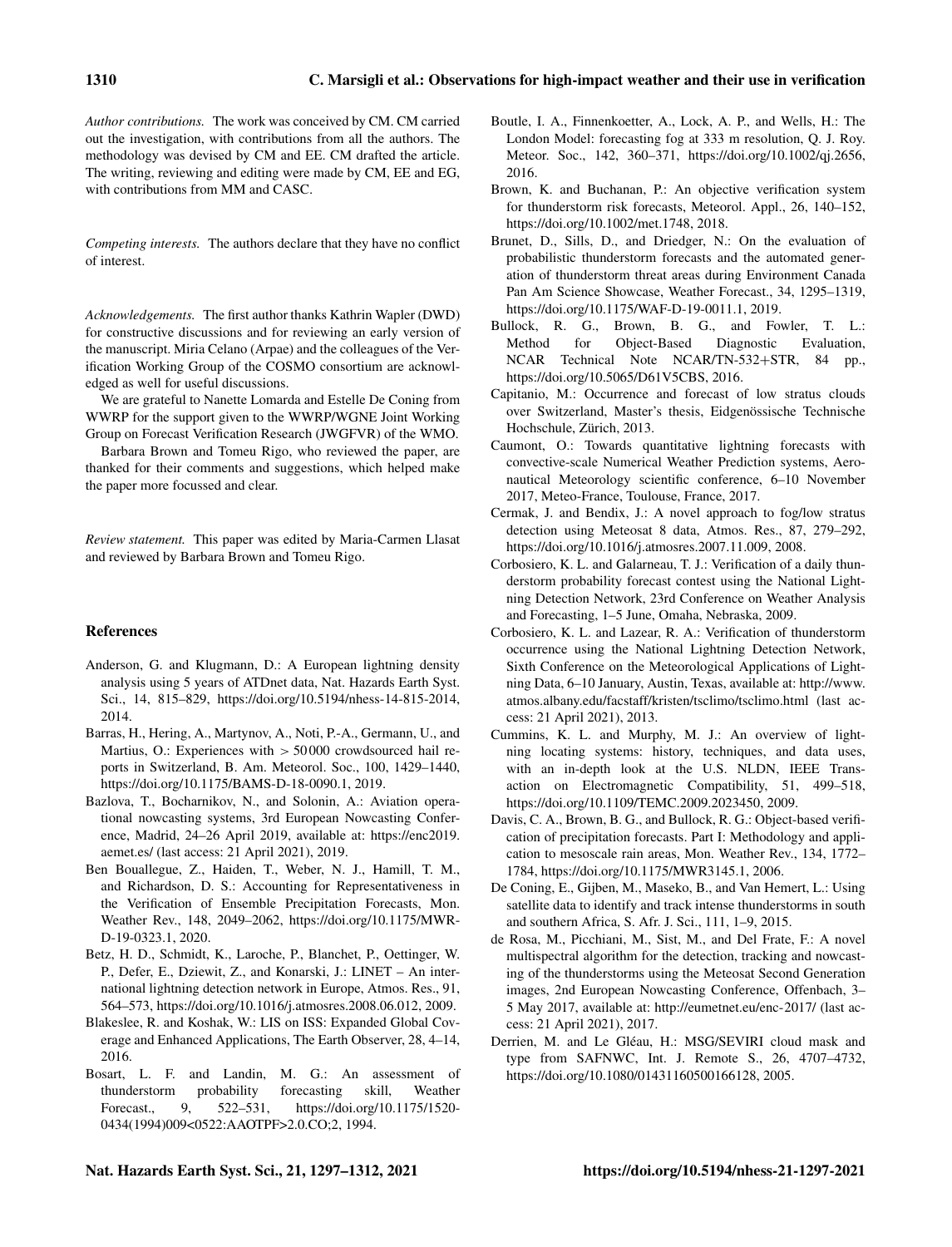*Author contributions.* The work was conceived by CM. CM carried out the investigation, with contributions from all the authors. The methodology was devised by CM and EE. CM drafted the article. The writing, reviewing and editing were made by CM, EE and EG, with contributions from MM and CASC.

*Competing interests.* The authors declare that they have no conflict of interest.

*Acknowledgements.* The first author thanks Kathrin Wapler (DWD) for constructive discussions and for reviewing an early version of the manuscript. Miria Celano (Arpae) and the colleagues of the Verification Working Group of the COSMO consortium are acknowledged as well for useful discussions.

We are grateful to Nanette Lomarda and Estelle De Coning from WWRP for the support given to the WWRP/WGNE Joint Working Group on Forecast Verification Research (JWGFVR) of the WMO.

Barbara Brown and Tomeu Rigo, who reviewed the paper, are thanked for their comments and suggestions, which helped make the paper more focussed and clear.

*Review statement.* This paper was edited by Maria-Carmen Llasat and reviewed by Barbara Brown and Tomeu Rigo.

## References

Anderson, G. and Klugmann, D.: A European lightning density analysis using 5 years of ATDnet data, Nat. Hazards Earth Syst. Sci., 14, 815–829, https://doi.org/10.5194/nhess-14-815-2014, 2014.

Barras, H., Hering, A., Martynov, A., Noti, P.-A., Germann, U., and Martius, O.: Experiences with > 50 000 crowdsourced hail reports in Switzerland, B. Am. Meteorol. Soc., 100, 1429–1440, https://doi.org/10.1175/BAMS-D-18-0090.1, 2019.

Bazlova, T., Bocharnikov, N., and Solonin, A.: Aviation operational nowcasting systems, 3rd European Nowcasting Conference, Madrid, 24–26 April 2019, available at: https://enc2019.aemet.es/ (last access: 21 April 2021), 2019.

Ben Bouallegue, Z., Haiden, T., Weber, N. J., Hamill, T. M., and Richardson, D. S.: Accounting for Representativeness in the Verification of Ensemble Precipitation Forecasts, Mon. Weather Rev., 148, 2049–2062, https://doi.org/10.1175/MWR-D-19-0323.1, 2020.

Betz, H. D., Schmidt, K., Laroche, P., Blanchet, P., Oettinger, W. P., Defer, E., Dziewit, Z., and Konarski, J.: LINET – An international lightning detection network in Europe, Atmos. Res., 91, 564–573, https://doi.org/10.1016/j.atmosres.2008.06.012, 2009.

Blakeslee, R. and Koshak, W.: LIS on ISS: Expanded Global Coverage and Enhanced Applications, The Earth Observer, 28, 4–14, 2016.

Bosart, L. F. and Landin, M. G.: An assessment of thunderstorm probability forecasting skill, Weather Forecast., 9, 522–531, https://doi.org/10.1175/1520-0434(1994)009<0522:AAOTPF>2.0.CO;2, 1994.

Boutle, I. A., Finnenkoetter, A., Lock, A. P., and Wells, H.: The London Model: forecasting fog at 333 m resolution, Q. J. Roy. Meteor. Soc., 142, 360–371, https://doi.org/10.1002/qj.2656, 2016.

Brown, K. and Buchanan, P.: An objective verification system for thunderstorm risk forecasts, Meteorol. Appl., 26, 140–152, https://doi.org/10.1002/met.1748, 2018.

Brunet, D., Sills, D., and Driedger, N.: On the evaluation of probabilistic thunderstorm forecasts and the automated generation of thunderstorm threat areas during Environment Canada Pan Am Science Showcase, Weather Forecast., 34, 1295–1319, https://doi.org/10.1175/WAF-D-19-0011.1, 2019.

Bullock, R. G., Brown, B. G., and Fowler, T. L.: Method for Object-Based Diagnostic Evaluation, NCAR Technical Note NCAR/TN-532+STR, 84 pp., https://doi.org/10.5065/D61V5CBS, 2016.

Capitanio, M.: Occurrence and forecast of low stratus clouds over Switzerland, Master's thesis, Eidgenössische Technische Hochschule, Zürich, 2013.

Caumont, O.: Towards quantitative lightning forecasts with convective-scale Numerical Weather Prediction systems, Aeronautical Meteorology scientific conference, 6–10 November 2017, Meteo-France, Toulouse, France, 2017.

Cermak, J. and Bendix, J.: A novel approach to fog/low stratus detection using Meteosat 8 data, Atmos. Res., 87, 279–292, https://doi.org/10.1016/j.atmosres.2007.11.009, 2008.

Corbosiero, K. L. and Galarneau, T. J.: Verification of a daily thunderstorm probability forecast contest using the National Lightning Detection Network, 23rd Conference on Weather Analysis and Forecasting, 1–5 June, Omaha, Nebraska, 2009.

Corbosiero, K. L. and Lazear, R. A.: Verification of thunderstorm occurrence using the National Lightning Detection Network, Sixth Conference on the Meteorological Applications of Lightning Data, 6–10 January, Austin, Texas, available at: http://www.atmos.albany.edu/facstaff/kristen/tsclimo/tsclimo.html (last access: 21 April 2021), 2013.

Cummins, K. L. and Murphy, M. J.: An overview of lightning locating systems: history, techniques, and data uses, with an in-depth look at the U.S. NLDN, IEEE Transaction on Electromagnetic Compatibility, 51, 499–518, https://doi.org/10.1109/TEMC.2009.2023450, 2009.

Davis, C. A., Brown, B. G., and Bullock, R. G.: Object-based verification of precipitation forecasts. Part I: Methodology and application to mesoscale rain areas, Mon. Weather Rev., 134, 1772–1784, https://doi.org/10.1175/MWR3145.1, 2006.

De Coning, E., Gijben, M., Maseko, B., and Van Hemert, L.: Using satellite data to identify and track intense thunderstorms in south and southern Africa, S. Afr. J. Sci., 111, 1–9, 2015.

de Rosa, M., Picchiani, M., Sist, M., and Del Frate, F.: A novel multispectral algorithm for the detection, tracking and nowcasting of the thunderstorms using the Meteosat Second Generation images, 2nd European Nowcasting Conference, Offenbach, 3–5 May 2017, available at: http://eumetnet.eu/enc-2017/ (last access: 21 April 2021), 2017.

Derrien, M. and Le Gléau, H.: MSG/SEVIRI cloud mask and type from SAFNWC, Int. J. Remote S., 26, 4707–4732, https://doi.org/10.1080/01431160500166128, 2005.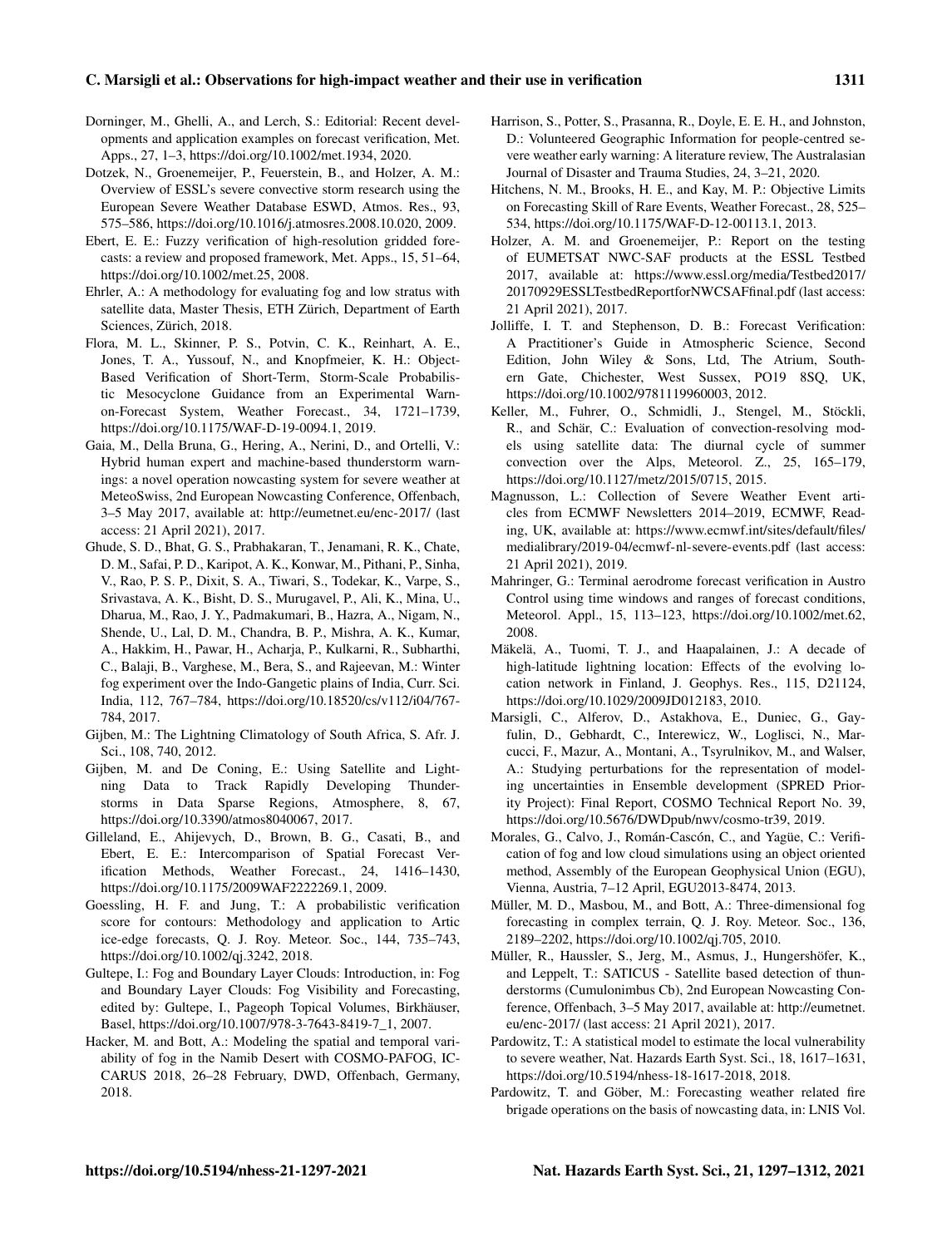Dorninger, M., Ghelli, A., and Lerch, S.: Editorial: Recent developments and application examples on forecast verification, Met. Apps., 27, 1–3, https://doi.org/10.1002/met.1934, 2020.

Dotzek, N., Groenemeijer, P., Feuerstein, B., and Holzer, A. M.: Overview of ESSL's severe convective storm research using the European Severe Weather Database ESWD, Atmos. Res., 93, 575–586, https://doi.org/10.1016/j.atmosres.2008.10.020, 2009.

Ebert, E. E.: Fuzzy verification of high-resolution gridded forecasts: a review and proposed framework, Met. Apps., 15, 51–64, https://doi.org/10.1002/met.25, 2008.

Ehrler, A.: A methodology for evaluating fog and low stratus with satellite data, Master Thesis, ETH Zürich, Department of Earth Sciences, Zürich, 2018.

Flora, M. L., Skinner, P. S., Potvin, C. K., Reinhart, A. E., Jones, T. A., Yussouf, N., and Knopfmeier, K. H.: Object-Based Verification of Short-Term, Storm-Scale Probabilistic Mesocyclone Guidance from an Experimental Warn-on-Forecast System, Weather Forecast., 34, 1721–1739, https://doi.org/10.1175/WAF-D-19-0094.1, 2019.

Gaia, M., Della Bruna, G., Hering, A., Nerini, D., and Ortelli, V.: Hybrid human expert and machine-based thunderstorm warnings: a novel operation nowcasting system for severe weather at MeteoSwiss, 2nd European Nowcasting Conference, Offenbach, 3–5 May 2017, available at: http://eumetnet.eu/enc-2017/ (last access: 21 April 2021), 2017.

Ghude, S. D., Bhat, G. S., Prabhakaran, T., Jenamani, R. K., Chate, D. M., Safai, P. D., Karipot, A. K., Konwar, M., Pithani, P., Sinha, V., Rao, P. S. P., Dixit, S. A., Tiwari, S., Todekar, K., Varpe, S., Srivastava, A. K., Bisht, D. S., Murugavel, P., Ali, K., Mina, U., Dharua, M., Rao, J. Y., Padmakumari, B., Hazra, A., Nigam, N., Shende, U., Lal, D. M., Chandra, B. P., Mishra, A. K., Kumar, A., Hakkim, H., Pawar, H., Acharja, P., Kulkarni, R., Subharthi, C., Balaji, B., Varghese, M., Bera, S., and Rajeevan, M.: Winter fog experiment over the Indo-Gangetic plains of India, Curr. Sci. India, 112, 767–784, https://doi.org/10.18520/cs/v112/i04/767-784, 2017.

Gijben, M.: The Lightning Climatology of South Africa, S. Afr. J. Sci., 108, 740, 2012.

Gijben, M. and De Coning, E.: Using Satellite and Lightning Data to Track Rapidly Developing Thunderstorms in Data Sparse Regions, Atmosphere, 8, 67, https://doi.org/10.3390/atmos8040067, 2017.

Gilleland, E., Ahijevych, D., Brown, B. G., Casati, B., and Ebert, E. E.: Intercomparison of Spatial Forecast Verification Methods, Weather Forecast., 24, 1416–1430, https://doi.org/10.1175/2009WAF2222269.1, 2009.

Goessling, H. F. and Jung, T.: A probabilistic verification score for contours: Methodology and application to Artic ice-edge forecasts, Q. J. Roy. Meteor. Soc., 144, 735–743, https://doi.org/10.1002/qj.3242, 2018.

Gultepe, I.: Fog and Boundary Layer Clouds: Introduction, in: Fog and Boundary Layer Clouds: Fog Visibility and Forecasting, edited by: Gultepe, I., Pageoph Topical Volumes, Birkhäuser, Basel, https://doi.org/10.1007/978-3-7643-8419-7_1, 2007.

Hacker, M. and Bott, A.: Modeling the spatial and temporal variability of fog in the Namib Desert with COSMO-PAFOG, ICCARUS 2018, 26–28 February, DWD, Offenbach, Germany, 2018.

Harrison, S., Potter, S., Prasanna, R., Doyle, E. E. H., and Johnston, D.: Volunteered Geographic Information for people-centred severe weather early warning: A literature review, The Australasian Journal of Disaster and Trauma Studies, 24, 3–21, 2020.

Hitchens, N. M., Brooks, H. E., and Kay, M. P.: Objective Limits on Forecasting Skill of Rare Events, Weather Forecast., 28, 525–534, https://doi.org/10.1175/WAF-D-12-00113.1, 2013.

Holzer, A. M. and Groenemeijer, P.: Report on the testing of EUMETSAT NWC-SAF products at the ESSL Testbed 2017, available at: https://www.essl.org/media/Testbed2017/20170929ESSLTestbedReportforNWCSAFfinal.pdf (last access: 21 April 2021), 2017.

Jolliffe, I. T. and Stephenson, D. B.: Forecast Verification: A Practitioner's Guide in Atmospheric Science, Second Edition, John Wiley & Sons, Ltd, The Atrium, Southern Gate, Chichester, West Sussex, PO19 8SQ, UK, https://doi.org/10.1002/9781119960003, 2012.

Keller, M., Fuhrer, O., Schmidli, J., Stengel, M., Stöckli, R., and Schär, C.: Evaluation of convection-resolving models using satellite data: The diurnal cycle of summer convection over the Alps, Meteorol. Z., 25, 165–179, https://doi.org/10.1127/metz/2015/0715, 2015.

Magnusson, L.: Collection of Severe Weather Event articles from ECMWF Newsletters 2014–2019, ECMWF, Reading, UK, available at: https://www.ecmwf.int/sites/default/files/medialibrary/2019-04/ecmwf-nl-severe-events.pdf (last access: 21 April 2021), 2019.

Mahringer, G.: Terminal aerodrome forecast verification in Austro Control using time windows and ranges of forecast conditions, Meteorol. Appl., 15, 113–123, https://doi.org/10.1002/met.62, 2008.

Mäkelä, A., Tuomi, T. J., and Haapalainen, J.: A decade of high-latitude lightning location: Effects of the evolving location network in Finland, J. Geophys. Res., 115, D21124, https://doi.org/10.1029/2009JD012183, 2010.

Marsigli, C., Alferov, D., Astakhova, E., Duniec, G., Gayfulin, D., Gebhardt, C., Interewicz, W., Loglisci, N., Marcucci, F., Mazur, A., Montani, A., Tsyrulnikov, M., and Walser, A.: Studying perturbations for the representation of modeling uncertainties in Ensemble development (SPRED Priority Project): Final Report, COSMO Technical Report No. 39, https://doi.org/10.5676/DWDpub/nwv/cosmo-tr39, 2019.

Morales, G., Calvo, J., Román-Cascón, C., and Yagüe, C.: Verification of fog and low cloud simulations using an object oriented method, Assembly of the European Geophysical Union (EGU), Vienna, Austria, 7–12 April, EGU2013-8474, 2013.

Müller, M. D., Masbou, M., and Bott, A.: Three-dimensional fog forecasting in complex terrain, Q. J. Roy. Meteor. Soc., 136, 2189–2202, https://doi.org/10.1002/qj.705, 2010.

Müller, R., Haussler, S., Jerg, M., Asmus, J., Hungershöfer, K., and Leppelt, T.: SATICUS - Satellite based detection of thunderstorms (Cumulonimbus Cb), 2nd European Nowcasting Conference, Offenbach, 3–5 May 2017, available at: http://eumetnet.eu/enc-2017/ (last access: 21 April 2021), 2017.

Pardowitz, T.: A statistical model to estimate the local vulnerability to severe weather, Nat. Hazards Earth Syst. Sci., 18, 1617–1631, https://doi.org/10.5194/nhess-18-1617-2018, 2018.

Pardowitz, T. and Göber, M.: Forecasting weather related fire brigade operations on the basis of nowcasting data, in: LNIS Vol.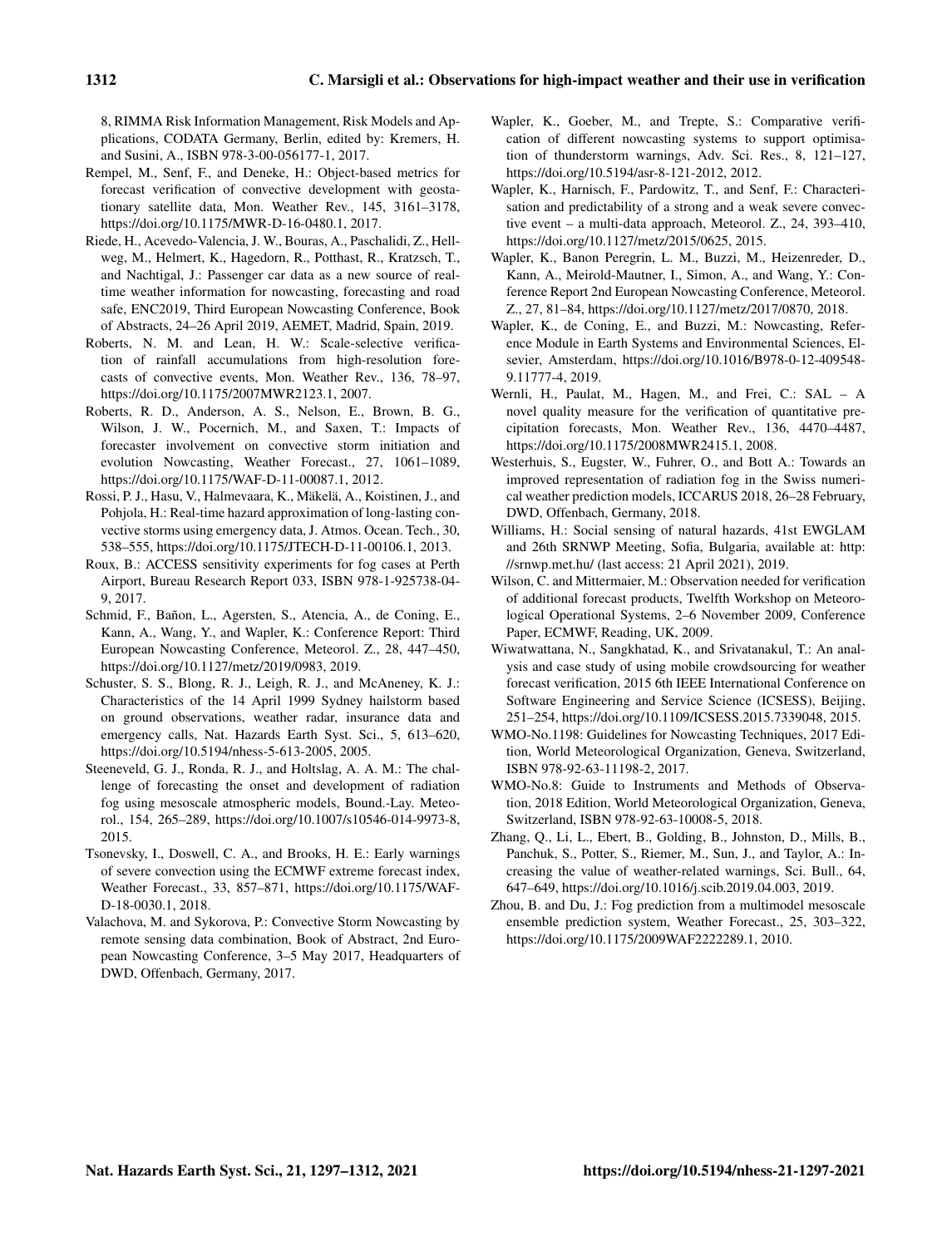8, RIMMA Risk Information Management, Risk Models and Applications, CODATA Germany, Berlin, edited by: Kremers, H. and Susini, A., ISBN 978-3-00-056177-1, 2017.

Rempel, M., Senf, F., and Deneke, H.: Object-based metrics for forecast verification of convective development with geostationary satellite data, Mon. Weather Rev., 145, 3161–3178, https://doi.org/10.1175/MWR-D-16-0480.1, 2017.

Riede, H., Acevedo-Valencia, J. W., Bouras, A., Paschalidi, Z., Hellweg, M., Helmert, K., Hagedorn, R., Potthast, R., Kratzsch, T., and Nachtigal, J.: Passenger car data as a new source of real-time weather information for nowcasting, forecasting and road safe, ENC2019, Third European Nowcasting Conference, Book of Abstracts, 24–26 April 2019, AEMET, Madrid, Spain, 2019.

Roberts, N. M. and Lean, H. W.: Scale-selective verification of rainfall accumulations from high-resolution forecasts of convective events, Mon. Weather Rev., 136, 78–97, https://doi.org/10.1175/2007MWR2123.1, 2007.

Roberts, R. D., Anderson, A. S., Nelson, E., Brown, B. G., Wilson, J. W., Pocernich, M., and Saxen, T.: Impacts of forecaster involvement on convective storm initiation and evolution Nowcasting, Weather Forecast., 27, 1061–1089, https://doi.org/10.1175/WAF-D-11-00087.1, 2012.

Rossi, P. J., Hasu, V., Halmevaara, K., Mäkelä, A., Koistinen, J., and Pohjola, H.: Real-time hazard approximation of long-lasting convective storms using emergency data, J. Atmos. Ocean. Tech., 30, 538–555, https://doi.org/10.1175/JTECH-D-11-00106.1, 2013.

Roux, B.: ACCESS sensitivity experiments for fog cases at Perth Airport, Bureau Research Report 033, ISBN 978-1-925738-04-9, 2017.

Schmid, F., Bañon, L., Agersten, S., Atencia, A., de Coning, E., Kann, A., Wang, Y., and Wapler, K.: Conference Report: Third European Nowcasting Conference, Meteorol. Z., 28, 447–450, https://doi.org/10.1127/metz/2019/0983, 2019.

Schuster, S. S., Blong, R. J., Leigh, R. J., and McAneney, K. J.: Characteristics of the 14 April 1999 Sydney hailstorm based on ground observations, weather radar, insurance data and emergency calls, Nat. Hazards Earth Syst. Sci., 5, 613–620, https://doi.org/10.5194/nhess-5-613-2005, 2005.

Steeneveld, G. J., Ronda, R. J., and Holtslag, A. A. M.: The challenge of forecasting the onset and development of radiation fog using mesoscale atmospheric models, Bound.-Lay. Meteorol., 154, 265–289, https://doi.org/10.1007/s10546-014-9973-8, 2015.

Tsonevsky, I., Doswell, C. A., and Brooks, H. E.: Early warnings of severe convection using the ECMWF extreme forecast index, Weather Forecast., 33, 857–871, https://doi.org/10.1175/WAF-D-18-0030.1, 2018.

Valachova, M. and Sykorova, P.: Convective Storm Nowcasting by remote sensing data combination, Book of Abstract, 2nd European Nowcasting Conference, 3–5 May 2017, Headquarters of DWD, Offenbach, Germany, 2017.

Wapler, K., Goeber, M., and Trepte, S.: Comparative verification of different nowcasting systems to support optimisation of thunderstorm warnings, Adv. Sci. Res., 8, 121–127, https://doi.org/10.5194/asr-8-121-2012, 2012.

Wapler, K., Harnisch, F., Pardowitz, T., and Senf, F.: Characterisation and predictability of a strong and a weak severe convective event – a multi-data approach, Meteorol. Z., 24, 393–410, https://doi.org/10.1127/metz/2015/0625, 2015.

Wapler, K., Banon Peregrin, L. M., Buzzi, M., Heizenreder, D., Kann, A., Meirold-Mautner, I., Simon, A., and Wang, Y.: Conference Report 2nd European Nowcasting Conference, Meteorol. Z., 27, 81–84, https://doi.org/10.1127/metz/2017/0870, 2018.

Wapler, K., de Coning, E., and Buzzi, M.: Nowcasting, Reference Module in Earth Systems and Environmental Sciences, Elsevier, Amsterdam, https://doi.org/10.1016/B978-0-12-409548-9.11777-4, 2019.

Wernli, H., Paulat, M., Hagen, M., and Frei, C.: SAL – A novel quality measure for the verification of quantitative precipitation forecasts, Mon. Weather Rev., 136, 4470–4487, https://doi.org/10.1175/2008MWR2415.1, 2008.

Westerhuis, S., Eugster, W., Fuhrer, O., and Bott A.: Towards an improved representation of radiation fog in the Swiss numerical weather prediction models, ICCARUS 2018, 26–28 February, DWD, Offenbach, Germany, 2018.

Williams, H.: Social sensing of natural hazards, 41st EWGLAM and 26th SRNWP Meeting, Sofia, Bulgaria, available at: http://srnwp.met.hu/ (last access: 21 April 2021), 2019.

Wilson, C. and Mittermaier, M.: Observation needed for verification of additional forecast products, Twelfth Workshop on Meteorological Operational Systems, 2–6 November 2009, Conference Paper, ECMWF, Reading, UK, 2009.

Wiwatwattana, N., Sangkhatad, K., and Srivatanakul, T.: An analysis and case study of using mobile crowdsourcing for weather forecast verification, 2015 6th IEEE International Conference on Software Engineering and Service Science (ICSESS), Beijing, 251–254, https://doi.org/10.1109/ICSESS.2015.7339048, 2015.

WMO-No.1198: Guidelines for Nowcasting Techniques, 2017 Edition, World Meteorological Organization, Geneva, Switzerland, ISBN 978-92-63-11198-2, 2017.

WMO-No.8: Guide to Instruments and Methods of Observation, 2018 Edition, World Meteorological Organization, Geneva, Switzerland, ISBN 978-92-63-10008-5, 2018.

Zhang, Q., Li, L., Ebert, B., Golding, B., Johnston, D., Mills, B., Panchuk, S., Potter, S., Riemer, M., Sun, J., and Taylor, A.: Increasing the value of weather-related warnings, Sci. Bull., 64, 647–649, https://doi.org/10.1016/j.scib.2019.04.003, 2019.

Zhou, B. and Du, J.: Fog prediction from a multimodel mesoscale ensemble prediction system, Weather Forecast., 25, 303–322, https://doi.org/10.1175/2009WAF2222289.1, 2010.